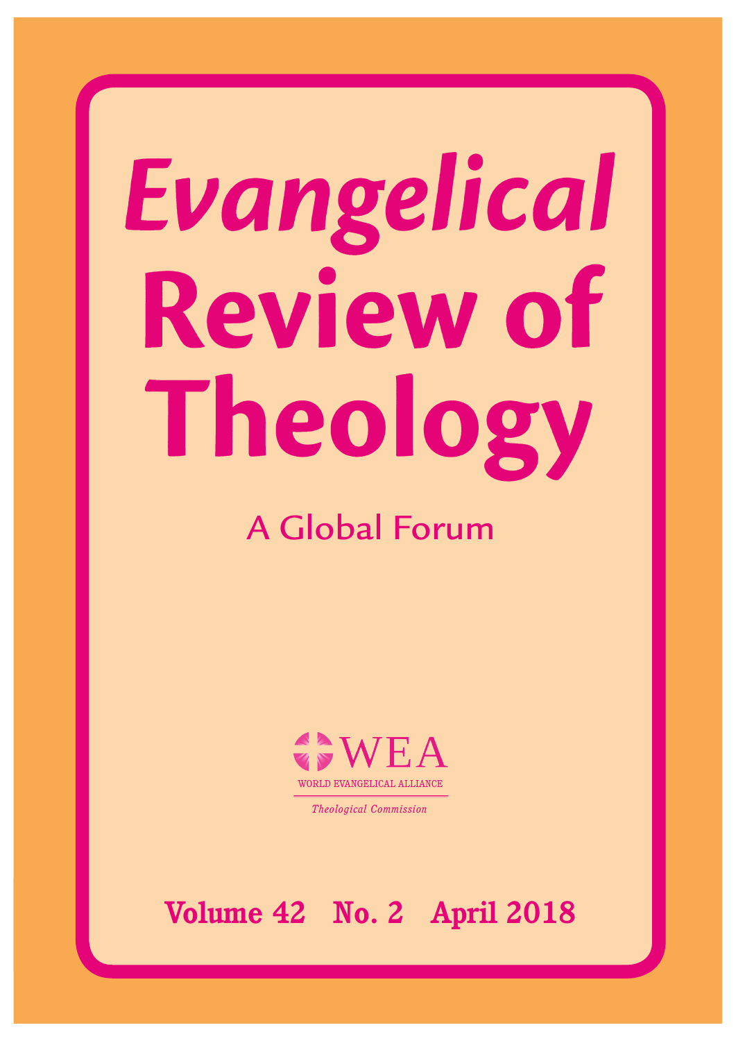# Evangelical Review of Theology

## A Global Forum

WEA
WORLD EVANGELICAL ALLIANCE
*Theological Commission*

**Volume 42 No. 2 April 2018**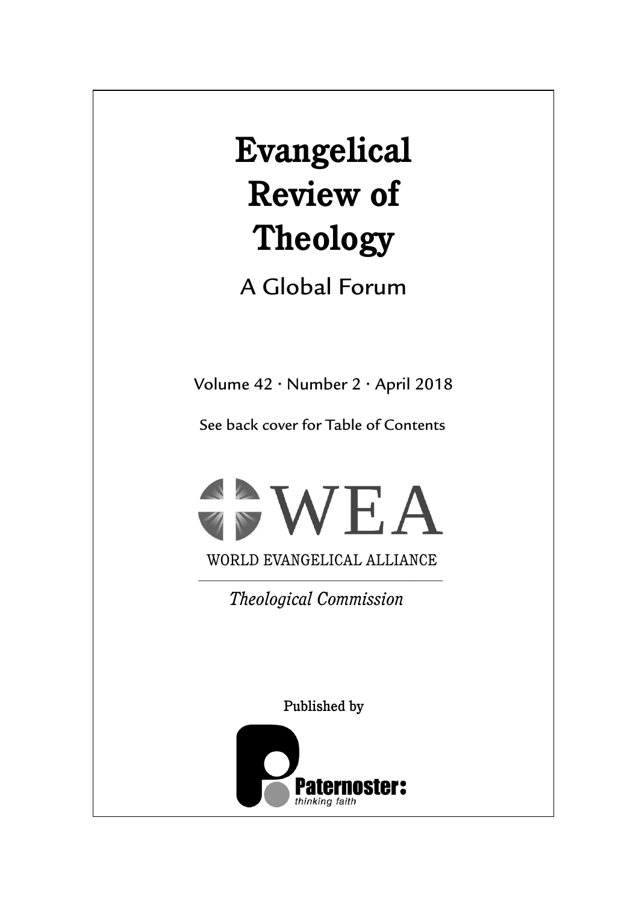# Evangelical Review of Theology

## A Global Forum

Volume 42 · Number 2 · April 2018

See back cover for Table of Contents

WEA

WORLD EVANGELICAL ALLIANCE

*Theological Commission*

Published by

Paternoster:

*thinking faith*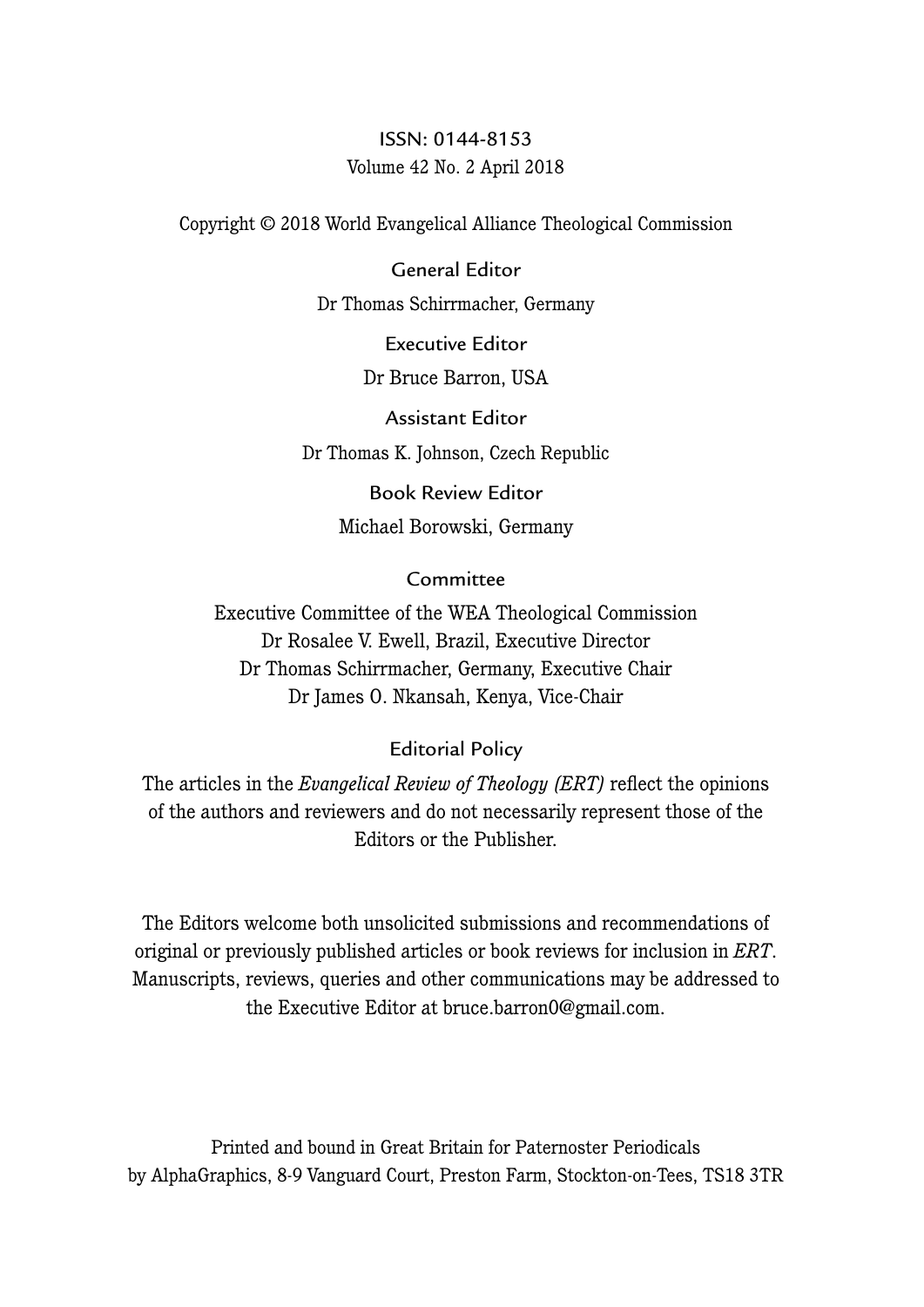ISSN: 0144-8153
Volume 42 No. 2 April 2018

Copyright © 2018 World Evangelical Alliance Theological Commission

## General Editor

Dr Thomas Schirrmacher, Germany

## Executive Editor

Dr Bruce Barron, USA

## Assistant Editor

Dr Thomas K. Johnson, Czech Republic

## Book Review Editor

Michael Borowski, Germany

## Committee

Executive Committee of the WEA Theological Commission
Dr Rosalee V. Ewell, Brazil, Executive Director
Dr Thomas Schirrmacher, Germany, Executive Chair
Dr James O. Nkansah, Kenya, Vice-Chair

## Editorial Policy

The articles in the *Evangelical Review of Theology (ERT)* reflect the opinions of the authors and reviewers and do not necessarily represent those of the Editors or the Publisher.

The Editors welcome both unsolicited submissions and recommendations of original or previously published articles or book reviews for inclusion in *ERT*. Manuscripts, reviews, queries and other communications may be addressed to the Executive Editor at bruce.barron0@gmail.com.

Printed and bound in Great Britain for Paternoster Periodicals
by AlphaGraphics, 8-9 Vanguard Court, Preston Farm, Stockton-on-Tees, TS18 3TR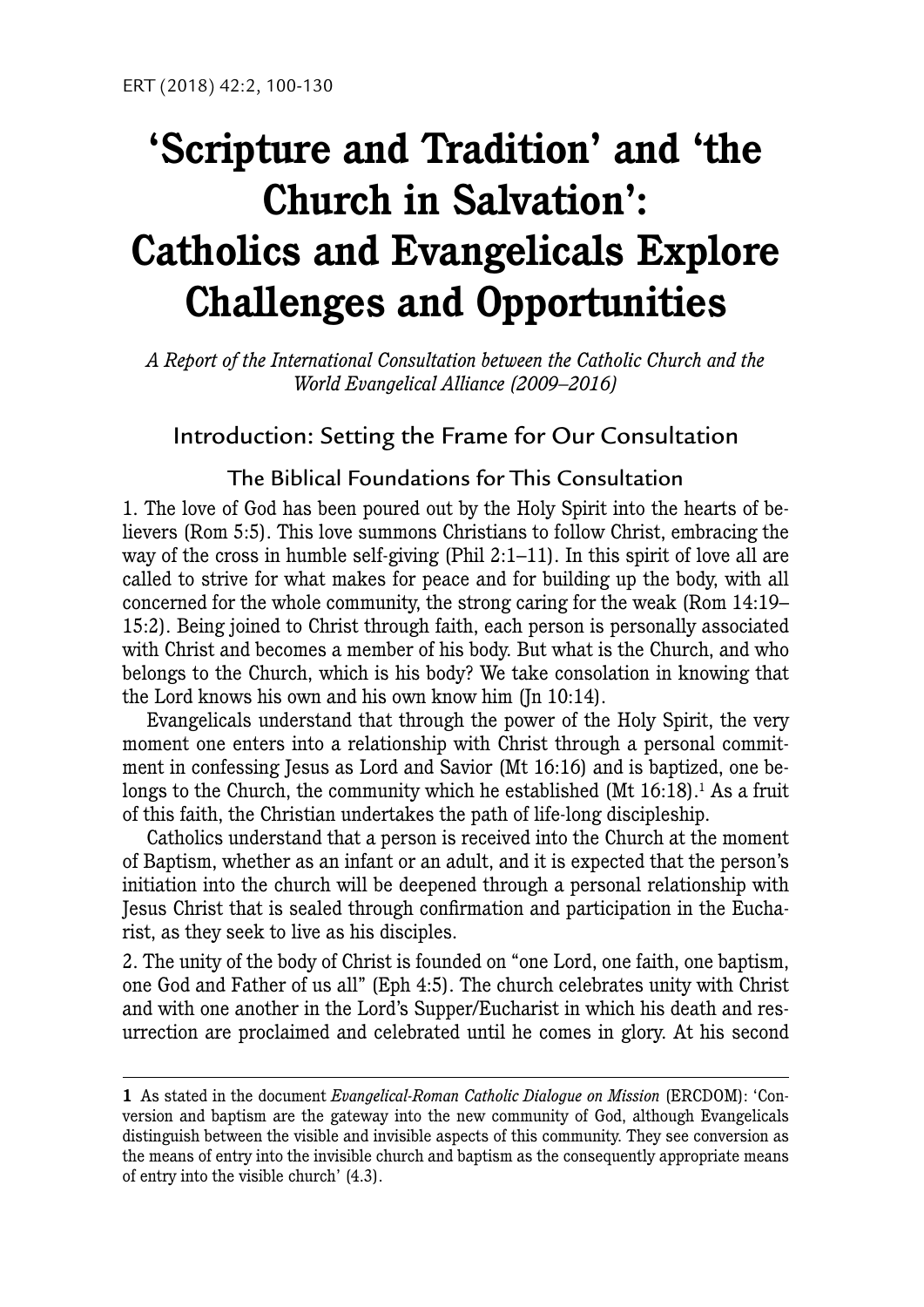# 'Scripture and Tradition' and 'the Church in Salvation': Catholics and Evangelicals Explore Challenges and Opportunities

*A Report of the International Consultation between the Catholic Church and the World Evangelical Alliance (2009–2016)*

## Introduction: Setting the Frame for Our Consultation

### The Biblical Foundations for This Consultation

1. The love of God has been poured out by the Holy Spirit into the hearts of believers (Rom 5:5). This love summons Christians to follow Christ, embracing the way of the cross in humble self-giving (Phil 2:1–11). In this spirit of love all are called to strive for what makes for peace and for building up the body, with all concerned for the whole community, the strong caring for the weak (Rom 14:19–15:2). Being joined to Christ through faith, each person is personally associated with Christ and becomes a member of his body. But what is the Church, and who belongs to the Church, which is his body? We take consolation in knowing that the Lord knows his own and his own know him (Jn 10:14).

Evangelicals understand that through the power of the Holy Spirit, the very moment one enters into a relationship with Christ through a personal commitment in confessing Jesus as Lord and Savior (Mt 16:16) and is baptized, one belongs to the Church, the community which he established (Mt 16:18).[1] As a fruit of this faith, the Christian undertakes the path of life-long discipleship.

Catholics understand that a person is received into the Church at the moment of Baptism, whether as an infant or an adult, and it is expected that the person's initiation into the church will be deepened through a personal relationship with Jesus Christ that is sealed through confirmation and participation in the Eucharist, as they seek to live as his disciples.

2. The unity of the body of Christ is founded on "one Lord, one faith, one baptism, one God and Father of us all" (Eph 4:5). The church celebrates unity with Christ and with one another in the Lord's Supper/Eucharist in which his death and resurrection are proclaimed and celebrated until he comes in glory. At his second

---

**1** As stated in the document *Evangelical-Roman Catholic Dialogue on Mission* (ERCDOM): 'Conversion and baptism are the gateway into the new community of God, although Evangelicals distinguish between the visible and invisible aspects of this community. They see conversion as the means of entry into the invisible church and baptism as the consequently appropriate means of entry into the visible church' (4.3).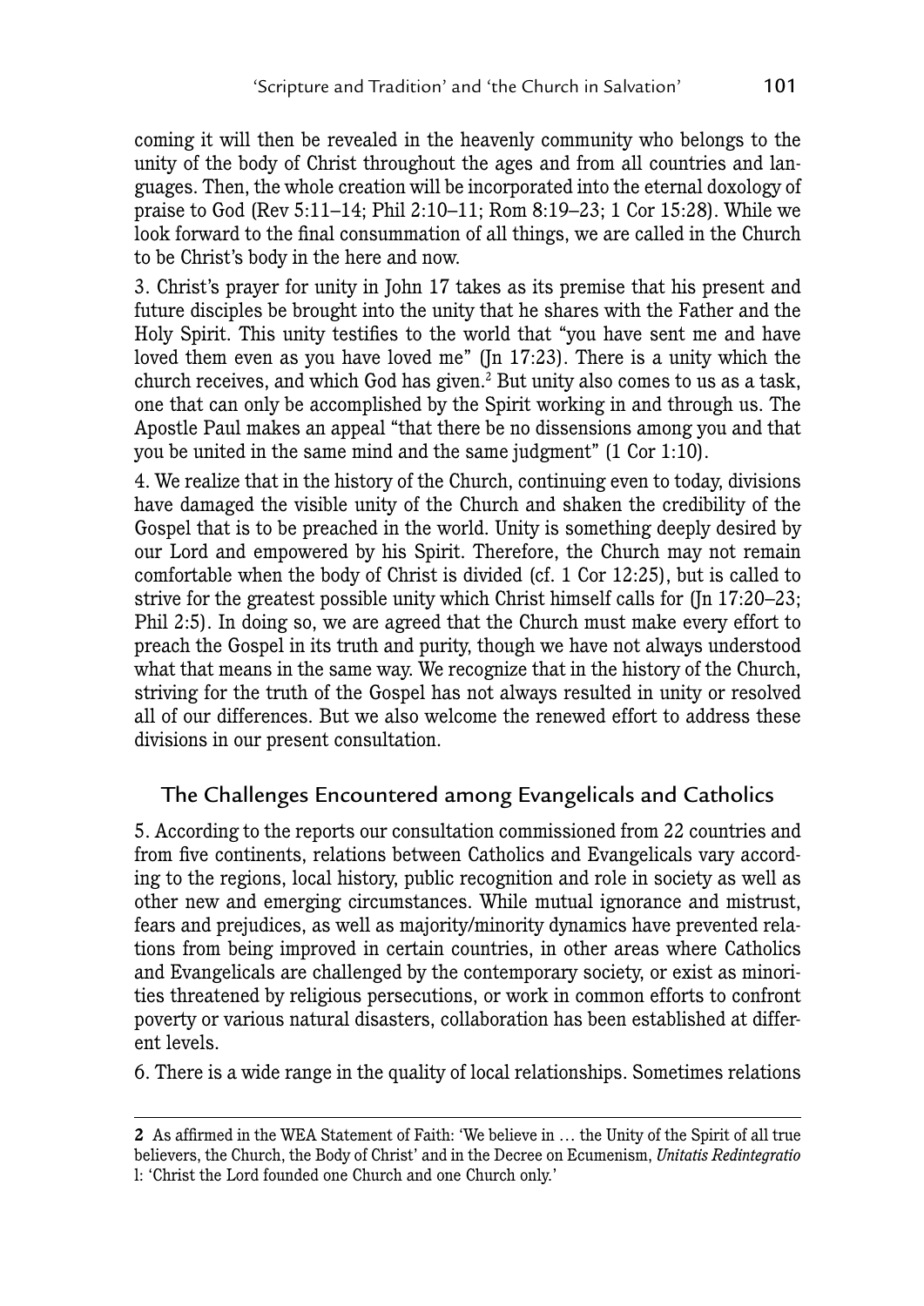coming it will then be revealed in the heavenly community who belongs to the unity of the body of Christ throughout the ages and from all countries and languages. Then, the whole creation will be incorporated into the eternal doxology of praise to God (Rev 5:11–14; Phil 2:10–11; Rom 8:19–23; 1 Cor 15:28). While we look forward to the final consummation of all things, we are called in the Church to be Christ's body in the here and now.

3. Christ's prayer for unity in John 17 takes as its premise that his present and future disciples be brought into the unity that he shares with the Father and the Holy Spirit. This unity testifies to the world that "you have sent me and have loved them even as you have loved me" (Jn 17:23). There is a unity which the church receives, and which God has given.[2] But unity also comes to us as a task, one that can only be accomplished by the Spirit working in and through us. The Apostle Paul makes an appeal "that there be no dissensions among you and that you be united in the same mind and the same judgment" (1 Cor 1:10).

4. We realize that in the history of the Church, continuing even to today, divisions have damaged the visible unity of the Church and shaken the credibility of the Gospel that is to be preached in the world. Unity is something deeply desired by our Lord and empowered by his Spirit. Therefore, the Church may not remain comfortable when the body of Christ is divided (cf. 1 Cor 12:25), but is called to strive for the greatest possible unity which Christ himself calls for (Jn 17:20–23; Phil 2:5). In doing so, we are agreed that the Church must make every effort to preach the Gospel in its truth and purity, though we have not always understood what that means in the same way. We recognize that in the history of the Church, striving for the truth of the Gospel has not always resulted in unity or resolved all of our differences. But we also welcome the renewed effort to address these divisions in our present consultation.

## The Challenges Encountered among Evangelicals and Catholics

5. According to the reports our consultation commissioned from 22 countries and from five continents, relations between Catholics and Evangelicals vary according to the regions, local history, public recognition and role in society as well as other new and emerging circumstances. While mutual ignorance and mistrust, fears and prejudices, as well as majority/minority dynamics have prevented relations from being improved in certain countries, in other areas where Catholics and Evangelicals are challenged by the contemporary society, or exist as minorities threatened by religious persecutions, or work in common efforts to confront poverty or various natural disasters, collaboration has been established at different levels.

6. There is a wide range in the quality of local relationships. Sometimes relations

---

**2** As affirmed in the WEA Statement of Faith: 'We believe in … the Unity of the Spirit of all true believers, the Church, the Body of Christ' and in the Decree on Ecumenism, *Unitatis Redintegratio* l: 'Christ the Lord founded one Church and one Church only.'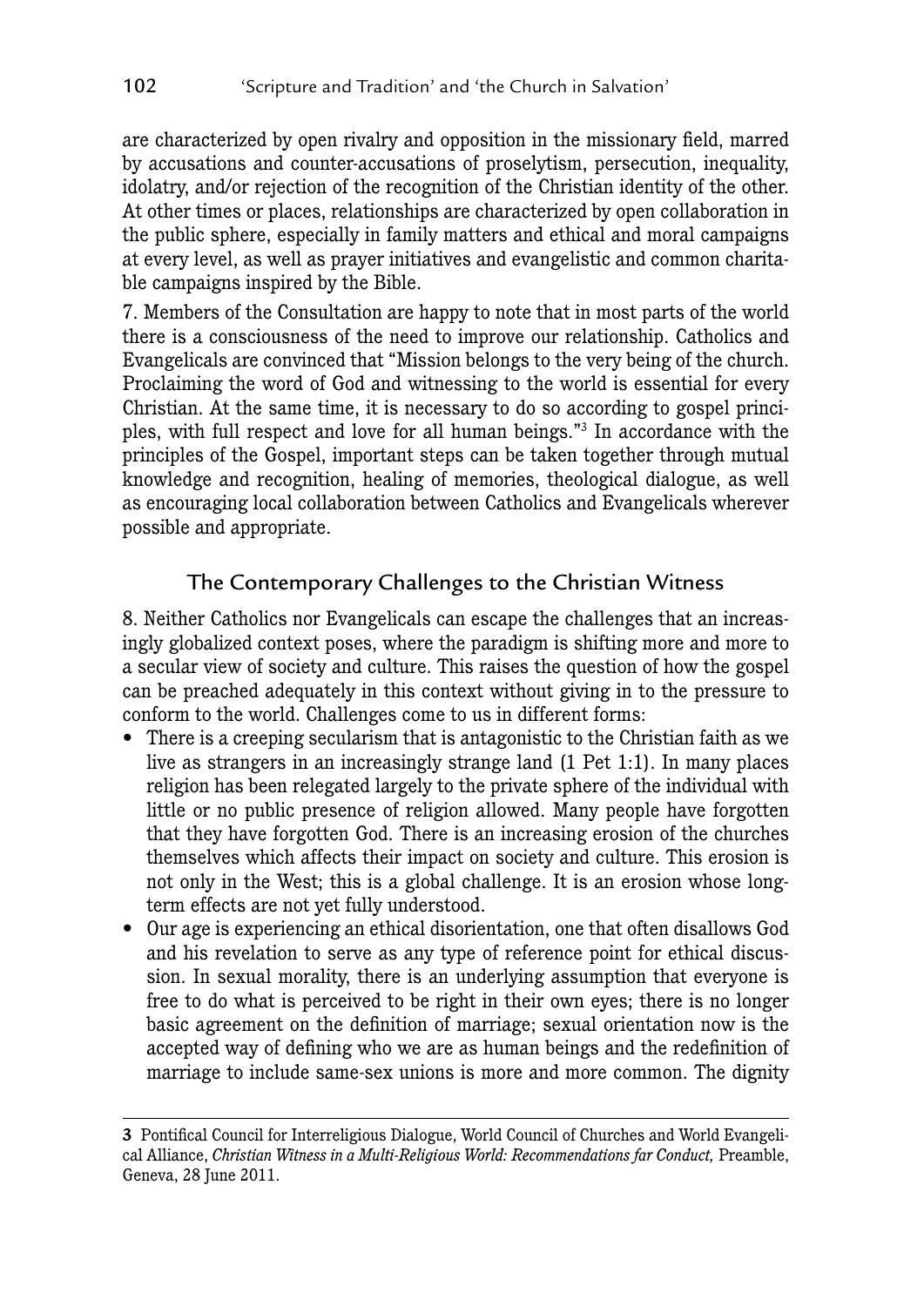are characterized by open rivalry and opposition in the missionary field, marred by accusations and counter-accusations of proselytism, persecution, inequality, idolatry, and/or rejection of the recognition of the Christian identity of the other. At other times or places, relationships are characterized by open collaboration in the public sphere, especially in family matters and ethical and moral campaigns at every level, as well as prayer initiatives and evangelistic and common charitable campaigns inspired by the Bible.

7. Members of the Consultation are happy to note that in most parts of the world there is a consciousness of the need to improve our relationship. Catholics and Evangelicals are convinced that "Mission belongs to the very being of the church. Proclaiming the word of God and witnessing to the world is essential for every Christian. At the same time, it is necessary to do so according to gospel principles, with full respect and love for all human beings."[3] In accordance with the principles of the Gospel, important steps can be taken together through mutual knowledge and recognition, healing of memories, theological dialogue, as well as encouraging local collaboration between Catholics and Evangelicals wherever possible and appropriate.

## The Contemporary Challenges to the Christian Witness

8. Neither Catholics nor Evangelicals can escape the challenges that an increasingly globalized context poses, where the paradigm is shifting more and more to a secular view of society and culture. This raises the question of how the gospel can be preached adequately in this context without giving in to the pressure to conform to the world. Challenges come to us in different forms:

- There is a creeping secularism that is antagonistic to the Christian faith as we live as strangers in an increasingly strange land (1 Pet 1:1). In many places religion has been relegated largely to the private sphere of the individual with little or no public presence of religion allowed. Many people have forgotten that they have forgotten God. There is an increasing erosion of the churches themselves which affects their impact on society and culture. This erosion is not only in the West; this is a global challenge. It is an erosion whose long-term effects are not yet fully understood.
- Our age is experiencing an ethical disorientation, one that often disallows God and his revelation to serve as any type of reference point for ethical discussion. In sexual morality, there is an underlying assumption that everyone is free to do what is perceived to be right in their own eyes; there is no longer basic agreement on the definition of marriage; sexual orientation now is the accepted way of defining who we are as human beings and the redefinition of marriage to include same-sex unions is more and more common. The dignity

---

**3** Pontifical Council for Interreligious Dialogue, World Council of Churches and World Evangelical Alliance, *Christian Witness in a Multi-Religious World: Recommendations far Conduct,* Preamble, Geneva, 28 June 2011.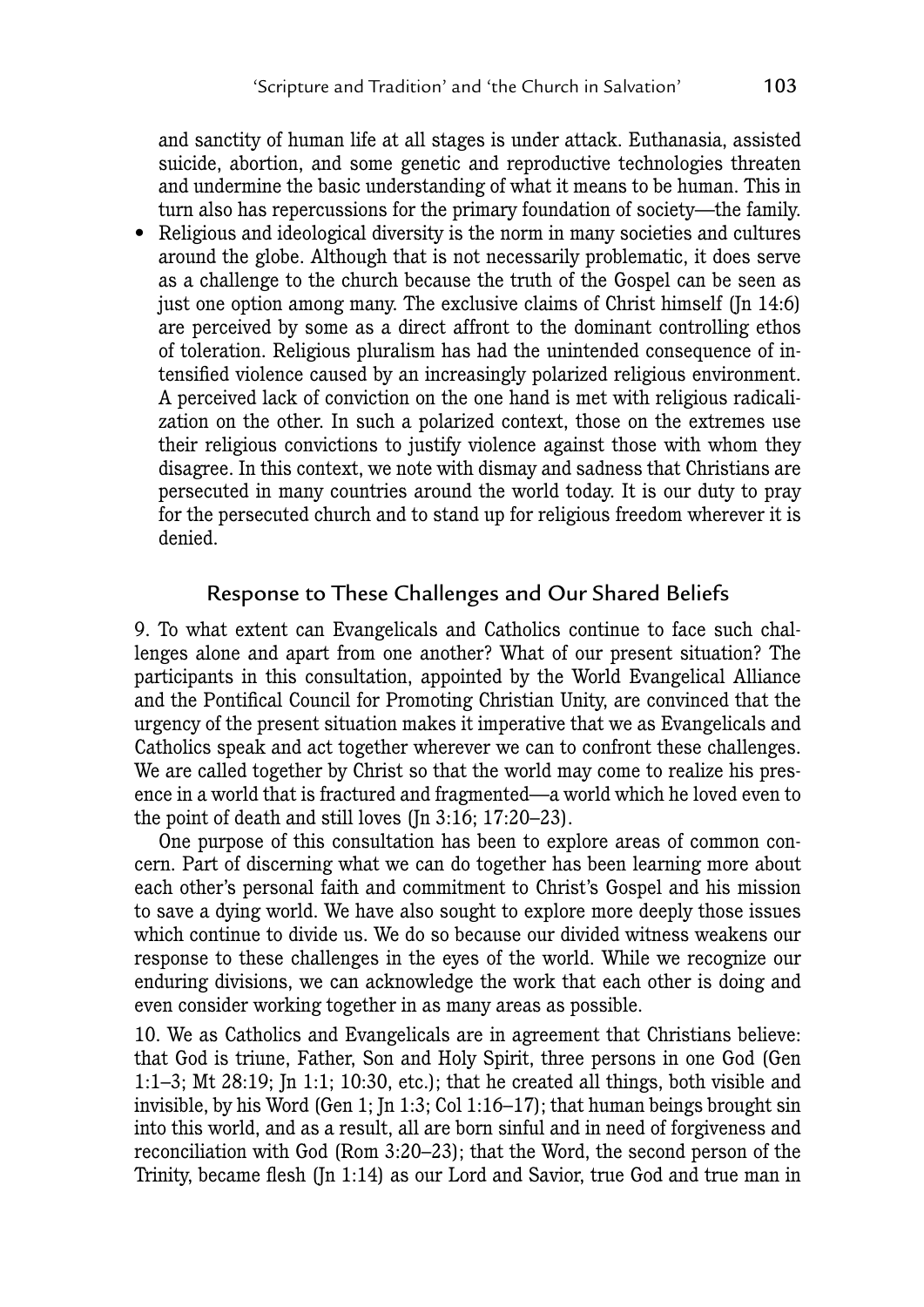and sanctity of human life at all stages is under attack. Euthanasia, assisted suicide, abortion, and some genetic and reproductive technologies threaten and undermine the basic understanding of what it means to be human. This in turn also has repercussions for the primary foundation of society—the family.

- Religious and ideological diversity is the norm in many societies and cultures around the globe. Although that is not necessarily problematic, it does serve as a challenge to the church because the truth of the Gospel can be seen as just one option among many. The exclusive claims of Christ himself (Jn 14:6) are perceived by some as a direct affront to the dominant controlling ethos of toleration. Religious pluralism has had the unintended consequence of intensified violence caused by an increasingly polarized religious environment. A perceived lack of conviction on the one hand is met with religious radicalization on the other. In such a polarized context, those on the extremes use their religious convictions to justify violence against those with whom they disagree. In this context, we note with dismay and sadness that Christians are persecuted in many countries around the world today. It is our duty to pray for the persecuted church and to stand up for religious freedom wherever it is denied.

## Response to These Challenges and Our Shared Beliefs

9. To what extent can Evangelicals and Catholics continue to face such challenges alone and apart from one another? What of our present situation? The participants in this consultation, appointed by the World Evangelical Alliance and the Pontifical Council for Promoting Christian Unity, are convinced that the urgency of the present situation makes it imperative that we as Evangelicals and Catholics speak and act together wherever we can to confront these challenges. We are called together by Christ so that the world may come to realize his presence in a world that is fractured and fragmented—a world which he loved even to the point of death and still loves (Jn 3:16; 17:20–23).

One purpose of this consultation has been to explore areas of common concern. Part of discerning what we can do together has been learning more about each other's personal faith and commitment to Christ's Gospel and his mission to save a dying world. We have also sought to explore more deeply those issues which continue to divide us. We do so because our divided witness weakens our response to these challenges in the eyes of the world. While we recognize our enduring divisions, we can acknowledge the work that each other is doing and even consider working together in as many areas as possible.

10. We as Catholics and Evangelicals are in agreement that Christians believe: that God is triune, Father, Son and Holy Spirit, three persons in one God (Gen 1:1–3; Mt 28:19; Jn 1:1; 10:30, etc.); that he created all things, both visible and invisible, by his Word (Gen 1; Jn 1:3; Col 1:16–17); that human beings brought sin into this world, and as a result, all are born sinful and in need of forgiveness and reconciliation with God (Rom 3:20–23); that the Word, the second person of the Trinity, became flesh (Jn 1:14) as our Lord and Savior, true God and true man in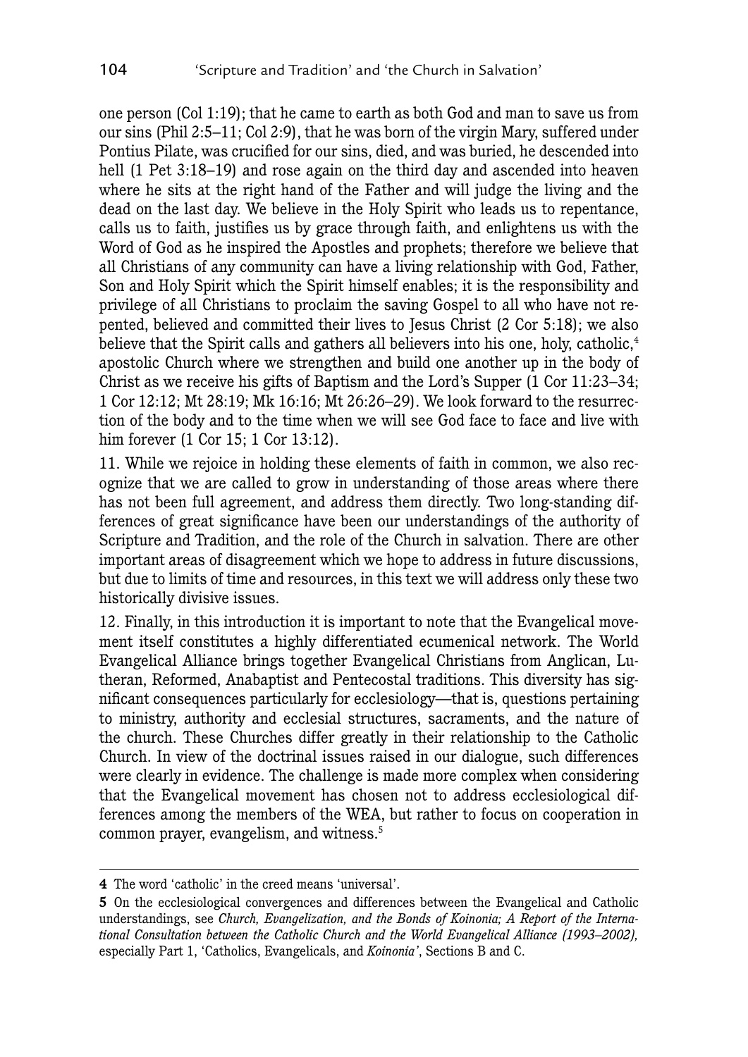one person (Col 1:19); that he came to earth as both God and man to save us from our sins (Phil 2:5–11; Col 2:9), that he was born of the virgin Mary, suffered under Pontius Pilate, was crucified for our sins, died, and was buried, he descended into hell (1 Pet 3:18–19) and rose again on the third day and ascended into heaven where he sits at the right hand of the Father and will judge the living and the dead on the last day. We believe in the Holy Spirit who leads us to repentance, calls us to faith, justifies us by grace through faith, and enlightens us with the Word of God as he inspired the Apostles and prophets; therefore we believe that all Christians of any community can have a living relationship with God, Father, Son and Holy Spirit which the Spirit himself enables; it is the responsibility and privilege of all Christians to proclaim the saving Gospel to all who have not repented, believed and committed their lives to Jesus Christ (2 Cor 5:18); we also believe that the Spirit calls and gathers all believers into his one, holy, catholic,[4] apostolic Church where we strengthen and build one another up in the body of Christ as we receive his gifts of Baptism and the Lord's Supper (1 Cor 11:23–34; 1 Cor 12:12; Mt 28:19; Mk 16:16; Mt 26:26–29). We look forward to the resurrection of the body and to the time when we will see God face to face and live with him forever (1 Cor 15; 1 Cor 13:12).

11. While we rejoice in holding these elements of faith in common, we also recognize that we are called to grow in understanding of those areas where there has not been full agreement, and address them directly. Two long-standing differences of great significance have been our understandings of the authority of Scripture and Tradition, and the role of the Church in salvation. There are other important areas of disagreement which we hope to address in future discussions, but due to limits of time and resources, in this text we will address only these two historically divisive issues.

12. Finally, in this introduction it is important to note that the Evangelical movement itself constitutes a highly differentiated ecumenical network. The World Evangelical Alliance brings together Evangelical Christians from Anglican, Lutheran, Reformed, Anabaptist and Pentecostal traditions. This diversity has significant consequences particularly for ecclesiology—that is, questions pertaining to ministry, authority and ecclesial structures, sacraments, and the nature of the church. These Churches differ greatly in their relationship to the Catholic Church. In view of the doctrinal issues raised in our dialogue, such differences were clearly in evidence. The challenge is made more complex when considering that the Evangelical movement has chosen not to address ecclesiological differences among the members of the WEA, but rather to focus on cooperation in common prayer, evangelism, and witness.[5]

---

**4** The word 'catholic' in the creed means 'universal'.

**5** On the ecclesiological convergences and differences between the Evangelical and Catholic understandings, see *Church, Evangelization, and the Bonds of Koinonia; A Report of the International Consultation between the Catholic Church and the World Evangelical Alliance (1993–2002),* especially Part 1, 'Catholics, Evangelicals, and *Koinonia'*, Sections B and C.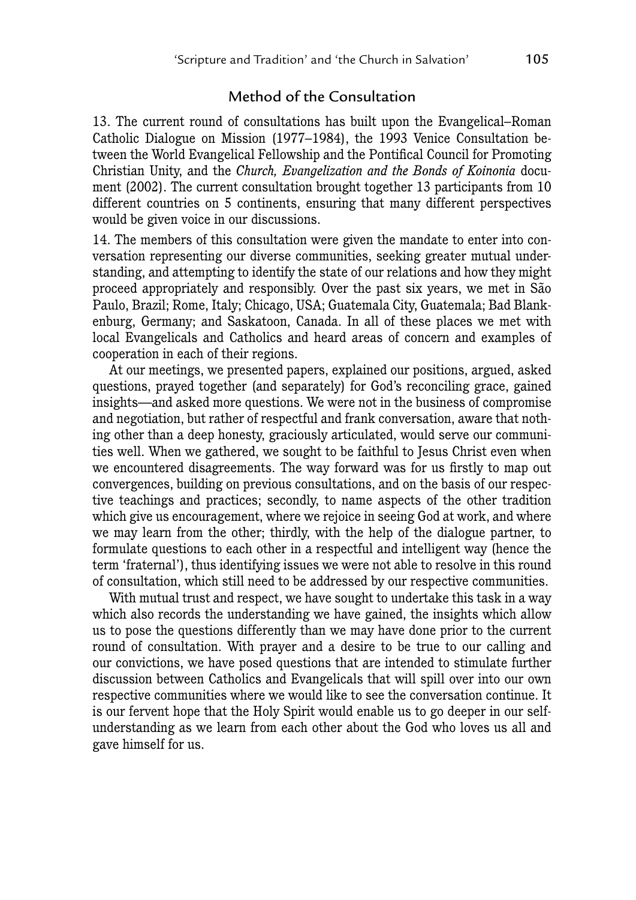## Method of the Consultation

13. The current round of consultations has built upon the Evangelical–Roman Catholic Dialogue on Mission (1977–1984), the 1993 Venice Consultation between the World Evangelical Fellowship and the Pontifical Council for Promoting Christian Unity, and the *Church, Evangelization and the Bonds of Koinonia* document (2002). The current consultation brought together 13 participants from 10 different countries on 5 continents, ensuring that many different perspectives would be given voice in our discussions.

14. The members of this consultation were given the mandate to enter into conversation representing our diverse communities, seeking greater mutual understanding, and attempting to identify the state of our relations and how they might proceed appropriately and responsibly. Over the past six years, we met in São Paulo, Brazil; Rome, Italy; Chicago, USA; Guatemala City, Guatemala; Bad Blankenburg, Germany; and Saskatoon, Canada. In all of these places we met with local Evangelicals and Catholics and heard areas of concern and examples of cooperation in each of their regions.

At our meetings, we presented papers, explained our positions, argued, asked questions, prayed together (and separately) for God's reconciling grace, gained insights—and asked more questions. We were not in the business of compromise and negotiation, but rather of respectful and frank conversation, aware that nothing other than a deep honesty, graciously articulated, would serve our communities well. When we gathered, we sought to be faithful to Jesus Christ even when we encountered disagreements. The way forward was for us firstly to map out convergences, building on previous consultations, and on the basis of our respective teachings and practices; secondly, to name aspects of the other tradition which give us encouragement, where we rejoice in seeing God at work, and where we may learn from the other; thirdly, with the help of the dialogue partner, to formulate questions to each other in a respectful and intelligent way (hence the term 'fraternal'), thus identifying issues we were not able to resolve in this round of consultation, which still need to be addressed by our respective communities.

With mutual trust and respect, we have sought to undertake this task in a way which also records the understanding we have gained, the insights which allow us to pose the questions differently than we may have done prior to the current round of consultation. With prayer and a desire to be true to our calling and our convictions, we have posed questions that are intended to stimulate further discussion between Catholics and Evangelicals that will spill over into our own respective communities where we would like to see the conversation continue. It is our fervent hope that the Holy Spirit would enable us to go deeper in our self-understanding as we learn from each other about the God who loves us all and gave himself for us.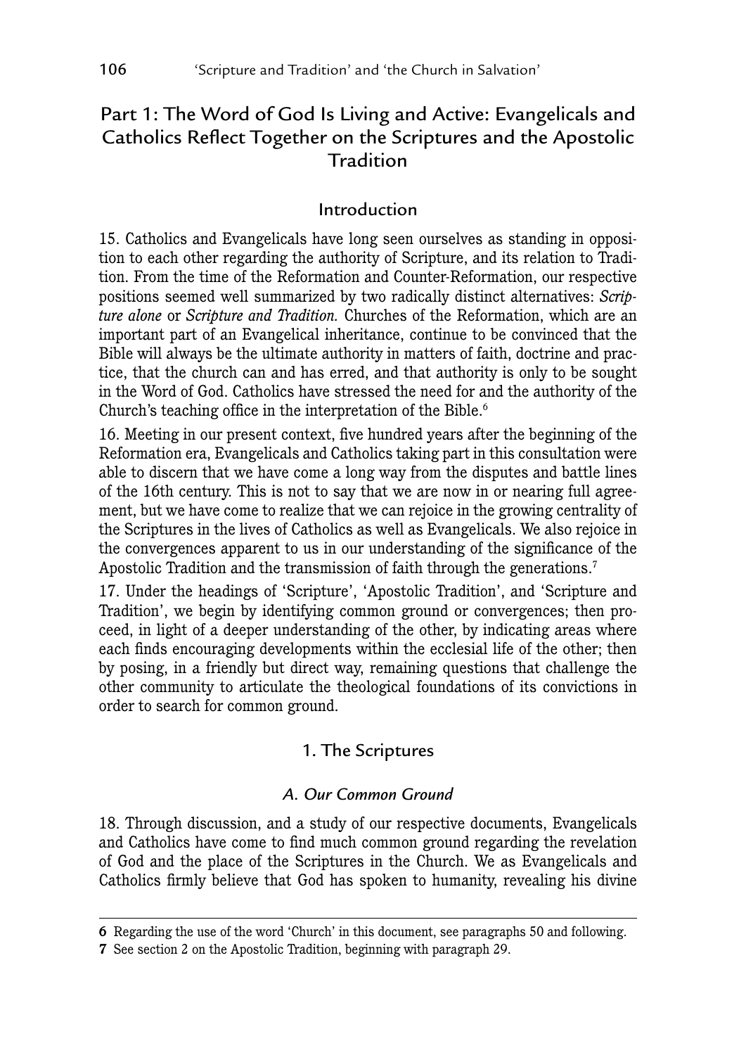## Part 1: The Word of God Is Living and Active: Evangelicals and Catholics Reflect Together on the Scriptures and the Apostolic Tradition

### Introduction

15. Catholics and Evangelicals have long seen ourselves as standing in opposition to each other regarding the authority of Scripture, and its relation to Tradition. From the time of the Reformation and Counter-Reformation, our respective positions seemed well summarized by two radically distinct alternatives: *Scripture alone* or *Scripture and Tradition.* Churches of the Reformation, which are an important part of an Evangelical inheritance, continue to be convinced that the Bible will always be the ultimate authority in matters of faith, doctrine and practice, that the church can and has erred, and that authority is only to be sought in the Word of God. Catholics have stressed the need for and the authority of the Church's teaching office in the interpretation of the Bible.[6]

16. Meeting in our present context, five hundred years after the beginning of the Reformation era, Evangelicals and Catholics taking part in this consultation were able to discern that we have come a long way from the disputes and battle lines of the 16th century. This is not to say that we are now in or nearing full agreement, but we have come to realize that we can rejoice in the growing centrality of the Scriptures in the lives of Catholics as well as Evangelicals. We also rejoice in the convergences apparent to us in our understanding of the significance of the Apostolic Tradition and the transmission of faith through the generations.[7]

17. Under the headings of 'Scripture', 'Apostolic Tradition', and 'Scripture and Tradition', we begin by identifying common ground or convergences; then proceed, in light of a deeper understanding of the other, by indicating areas where each finds encouraging developments within the ecclesial life of the other; then by posing, in a friendly but direct way, remaining questions that challenge the other community to articulate the theological foundations of its convictions in order to search for common ground.

### 1. The Scriptures

#### *A. Our Common Ground*

18. Through discussion, and a study of our respective documents, Evangelicals and Catholics have come to find much common ground regarding the revelation of God and the place of the Scriptures in the Church. We as Evangelicals and Catholics firmly believe that God has spoken to humanity, revealing his divine

---

**6** Regarding the use of the word 'Church' in this document, see paragraphs 50 and following.

**7** See section 2 on the Apostolic Tradition, beginning with paragraph 29.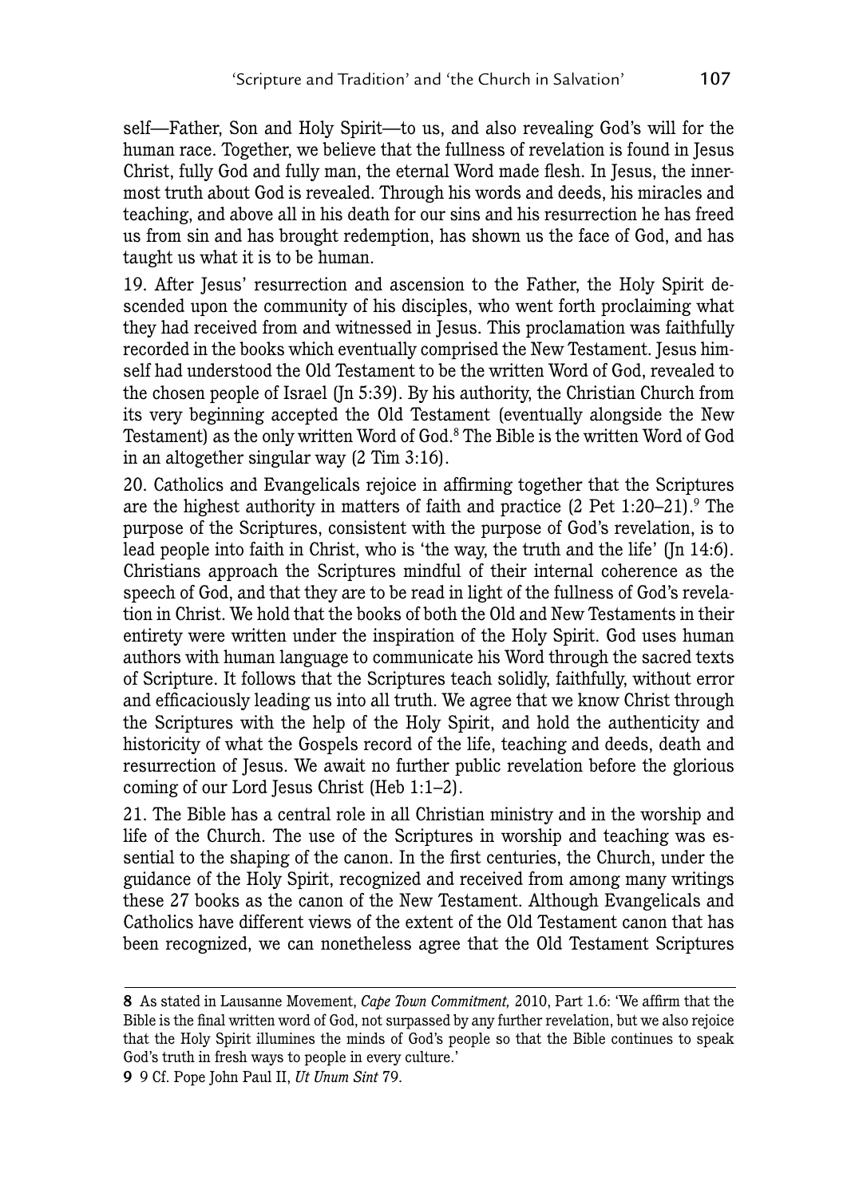self—Father, Son and Holy Spirit—to us, and also revealing God's will for the human race. Together, we believe that the fullness of revelation is found in Jesus Christ, fully God and fully man, the eternal Word made flesh. In Jesus, the innermost truth about God is revealed. Through his words and deeds, his miracles and teaching, and above all in his death for our sins and his resurrection he has freed us from sin and has brought redemption, has shown us the face of God, and has taught us what it is to be human.

19. After Jesus' resurrection and ascension to the Father, the Holy Spirit descended upon the community of his disciples, who went forth proclaiming what they had received from and witnessed in Jesus. This proclamation was faithfully recorded in the books which eventually comprised the New Testament. Jesus himself had understood the Old Testament to be the written Word of God, revealed to the chosen people of Israel (Jn 5:39). By his authority, the Christian Church from its very beginning accepted the Old Testament (eventually alongside the New Testament) as the only written Word of God.[8] The Bible is the written Word of God in an altogether singular way (2 Tim 3:16).

20. Catholics and Evangelicals rejoice in affirming together that the Scriptures are the highest authority in matters of faith and practice (2 Pet 1:20–21).[9] The purpose of the Scriptures, consistent with the purpose of God's revelation, is to lead people into faith in Christ, who is 'the way, the truth and the life' (Jn 14:6). Christians approach the Scriptures mindful of their internal coherence as the speech of God, and that they are to be read in light of the fullness of God's revelation in Christ. We hold that the books of both the Old and New Testaments in their entirety were written under the inspiration of the Holy Spirit. God uses human authors with human language to communicate his Word through the sacred texts of Scripture. It follows that the Scriptures teach solidly, faithfully, without error and efficaciously leading us into all truth. We agree that we know Christ through the Scriptures with the help of the Holy Spirit, and hold the authenticity and historicity of what the Gospels record of the life, teaching and deeds, death and resurrection of Jesus. We await no further public revelation before the glorious coming of our Lord Jesus Christ (Heb 1:1–2).

21. The Bible has a central role in all Christian ministry and in the worship and life of the Church. The use of the Scriptures in worship and teaching was essential to the shaping of the canon. In the first centuries, the Church, under the guidance of the Holy Spirit, recognized and received from among many writings these 27 books as the canon of the New Testament. Although Evangelicals and Catholics have different views of the extent of the Old Testament canon that has been recognized, we can nonetheless agree that the Old Testament Scriptures

---

**8** As stated in Lausanne Movement, *Cape Town Commitment,* 2010, Part 1.6: 'We affirm that the Bible is the final written word of God, not surpassed by any further revelation, but we also rejoice that the Holy Spirit illumines the minds of God's people so that the Bible continues to speak God's truth in fresh ways to people in every culture.'

**9** 9 Cf. Pope John Paul II, *Ut Unum Sint* 79.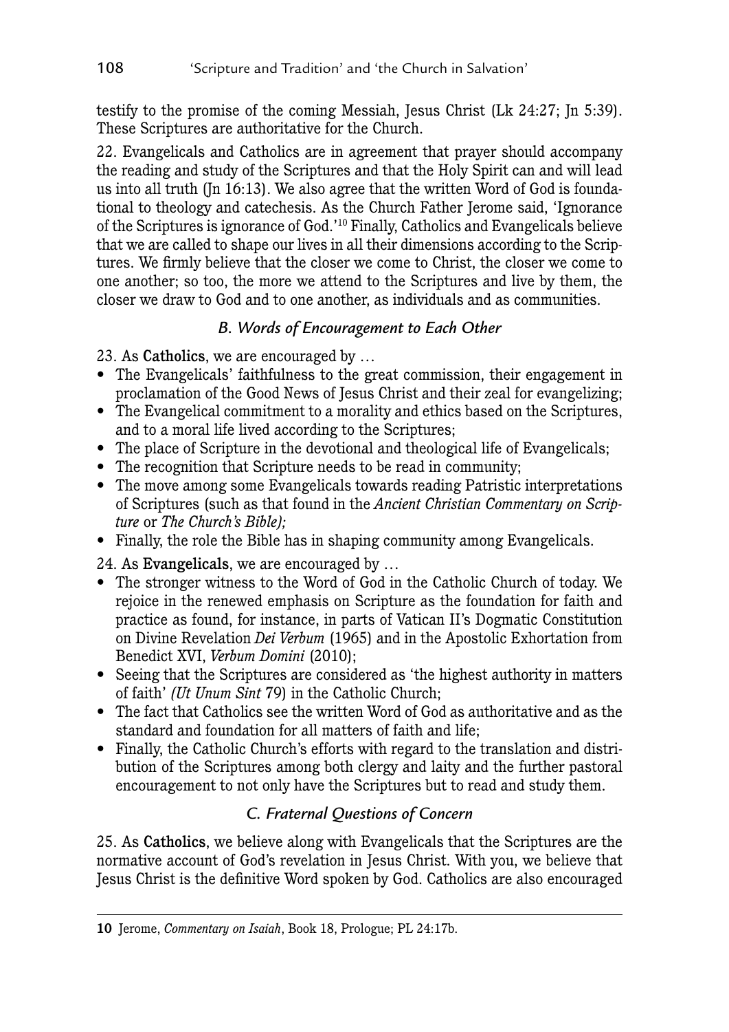testify to the promise of the coming Messiah, Jesus Christ (Lk 24:27; Jn 5:39). These Scriptures are authoritative for the Church.

22. Evangelicals and Catholics are in agreement that prayer should accompany the reading and study of the Scriptures and that the Holy Spirit can and will lead us into all truth (Jn 16:13). We also agree that the written Word of God is foundational to theology and catechesis. As the Church Father Jerome said, 'Ignorance of the Scriptures is ignorance of God.'[10] Finally, Catholics and Evangelicals believe that we are called to shape our lives in all their dimensions according to the Scriptures. We firmly believe that the closer we come to Christ, the closer we come to one another; so too, the more we attend to the Scriptures and live by them, the closer we draw to God and to one another, as individuals and as communities.

### *B. Words of Encouragement to Each Other*

23. As **Catholics**, we are encouraged by …

- The Evangelicals' faithfulness to the great commission, their engagement in proclamation of the Good News of Jesus Christ and their zeal for evangelizing;
- The Evangelical commitment to a morality and ethics based on the Scriptures, and to a moral life lived according to the Scriptures;
- The place of Scripture in the devotional and theological life of Evangelicals;
- The recognition that Scripture needs to be read in community;
- The move among some Evangelicals towards reading Patristic interpretations of Scriptures (such as that found in the *Ancient Christian Commentary on Scripture* or *The Church's Bible);*
- Finally, the role the Bible has in shaping community among Evangelicals.

24. As **Evangelicals**, we are encouraged by …

- The stronger witness to the Word of God in the Catholic Church of today. We rejoice in the renewed emphasis on Scripture as the foundation for faith and practice as found, for instance, in parts of Vatican II's Dogmatic Constitution on Divine Revelation *Dei Verbum* (1965) and in the Apostolic Exhortation from Benedict XVI, *Verbum Domini* (2010);
- Seeing that the Scriptures are considered as 'the highest authority in matters of faith' *(Ut Unum Sint* 79) in the Catholic Church;
- The fact that Catholics see the written Word of God as authoritative and as the standard and foundation for all matters of faith and life;
- Finally, the Catholic Church's efforts with regard to the translation and distribution of the Scriptures among both clergy and laity and the further pastoral encouragement to not only have the Scriptures but to read and study them.

### *C. Fraternal Questions of Concern*

25. As **Catholics**, we believe along with Evangelicals that the Scriptures are the normative account of God's revelation in Jesus Christ. With you, we believe that Jesus Christ is the definitive Word spoken by God. Catholics are also encouraged

---

**10** Jerome, *Commentary on Isaiah*, Book 18, Prologue; PL 24:17b.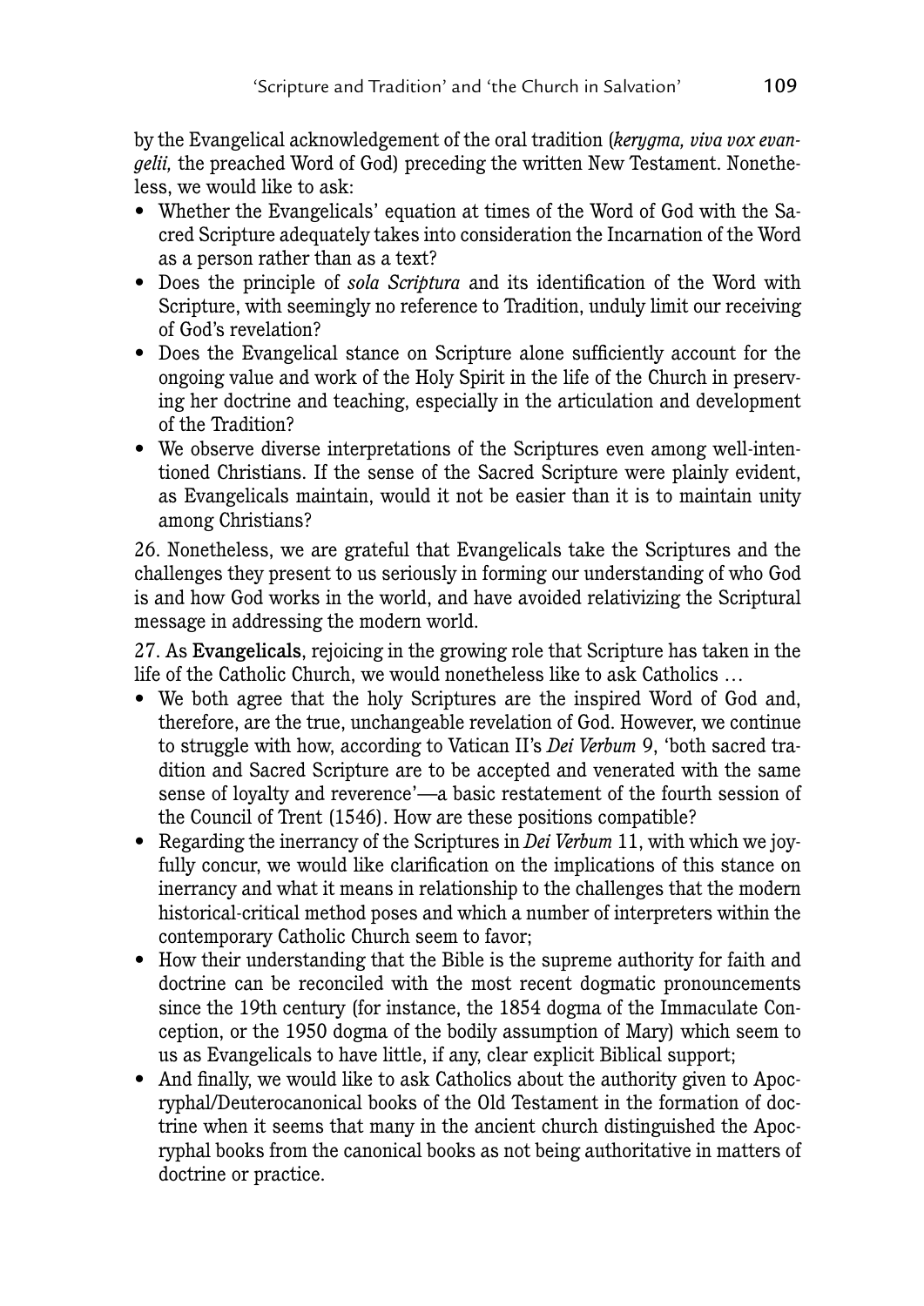by the Evangelical acknowledgement of the oral tradition (*kerygma, viva vox evangelii,* the preached Word of God) preceding the written New Testament. Nonetheless, we would like to ask:

- Whether the Evangelicals' equation at times of the Word of God with the Sacred Scripture adequately takes into consideration the Incarnation of the Word as a person rather than as a text?
- Does the principle of *sola Scriptura* and its identification of the Word with Scripture, with seemingly no reference to Tradition, unduly limit our receiving of God's revelation?
- Does the Evangelical stance on Scripture alone sufficiently account for the ongoing value and work of the Holy Spirit in the life of the Church in preserving her doctrine and teaching, especially in the articulation and development of the Tradition?
- We observe diverse interpretations of the Scriptures even among well-intentioned Christians. If the sense of the Sacred Scripture were plainly evident, as Evangelicals maintain, would it not be easier than it is to maintain unity among Christians?

26. Nonetheless, we are grateful that Evangelicals take the Scriptures and the challenges they present to us seriously in forming our understanding of who God is and how God works in the world, and have avoided relativizing the Scriptural message in addressing the modern world.

27. As **Evangelicals**, rejoicing in the growing role that Scripture has taken in the life of the Catholic Church, we would nonetheless like to ask Catholics …

- We both agree that the holy Scriptures are the inspired Word of God and, therefore, are the true, unchangeable revelation of God. However, we continue to struggle with how, according to Vatican II's *Dei Verbum* 9, 'both sacred tradition and Sacred Scripture are to be accepted and venerated with the same sense of loyalty and reverence'—a basic restatement of the fourth session of the Council of Trent (1546). How are these positions compatible?
- Regarding the inerrancy of the Scriptures in *Dei Verbum* 11, with which we joyfully concur, we would like clarification on the implications of this stance on inerrancy and what it means in relationship to the challenges that the modern historical-critical method poses and which a number of interpreters within the contemporary Catholic Church seem to favor;
- How their understanding that the Bible is the supreme authority for faith and doctrine can be reconciled with the most recent dogmatic pronouncements since the 19th century (for instance, the 1854 dogma of the Immaculate Conception, or the 1950 dogma of the bodily assumption of Mary) which seem to us as Evangelicals to have little, if any, clear explicit Biblical support;
- And finally, we would like to ask Catholics about the authority given to Apocryphal/Deuterocanonical books of the Old Testament in the formation of doctrine when it seems that many in the ancient church distinguished the Apocryphal books from the canonical books as not being authoritative in matters of doctrine or practice.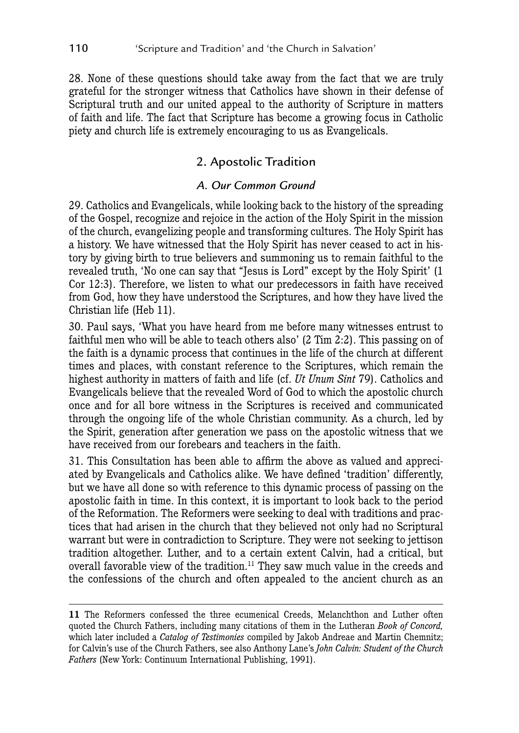28. None of these questions should take away from the fact that we are truly grateful for the stronger witness that Catholics have shown in their defense of Scriptural truth and our united appeal to the authority of Scripture in matters of faith and life. The fact that Scripture has become a growing focus in Catholic piety and church life is extremely encouraging to us as Evangelicals.

## 2. Apostolic Tradition

### *A. Our Common Ground*

29. Catholics and Evangelicals, while looking back to the history of the spreading of the Gospel, recognize and rejoice in the action of the Holy Spirit in the mission of the church, evangelizing people and transforming cultures. The Holy Spirit has a history. We have witnessed that the Holy Spirit has never ceased to act in history by giving birth to true believers and summoning us to remain faithful to the revealed truth, 'No one can say that "Jesus is Lord" except by the Holy Spirit' (1 Cor 12:3). Therefore, we listen to what our predecessors in faith have received from God, how they have understood the Scriptures, and how they have lived the Christian life (Heb 11).

30. Paul says, 'What you have heard from me before many witnesses entrust to faithful men who will be able to teach others also' (2 Tim 2:2). This passing on of the faith is a dynamic process that continues in the life of the church at different times and places, with constant reference to the Scriptures, which remain the highest authority in matters of faith and life (cf. *Ut Unum Sint* 79). Catholics and Evangelicals believe that the revealed Word of God to which the apostolic church once and for all bore witness in the Scriptures is received and communicated through the ongoing life of the whole Christian community. As a church, led by the Spirit, generation after generation we pass on the apostolic witness that we have received from our forebears and teachers in the faith.

31. This Consultation has been able to affirm the above as valued and appreciated by Evangelicals and Catholics alike. We have defined 'tradition' differently, but we have all done so with reference to this dynamic process of passing on the apostolic faith in time. In this context, it is important to look back to the period of the Reformation. The Reformers were seeking to deal with traditions and practices that had arisen in the church that they believed not only had no Scriptural warrant but were in contradiction to Scripture. They were not seeking to jettison tradition altogether. Luther, and to a certain extent Calvin, had a critical, but overall favorable view of the tradition.[11] They saw much value in the creeds and the confessions of the church and often appealed to the ancient church as an

---

**11** The Reformers confessed the three ecumenical Creeds, Melanchthon and Luther often quoted the Church Fathers, including many citations of them in the Lutheran *Book of Concord*, which later included a *Catalog of Testimonies* compiled by Jakob Andreae and Martin Chemnitz; for Calvin's use of the Church Fathers, see also Anthony Lane's *John Calvin: Student of the Church Fathers* (New York: Continuum International Publishing, 1991).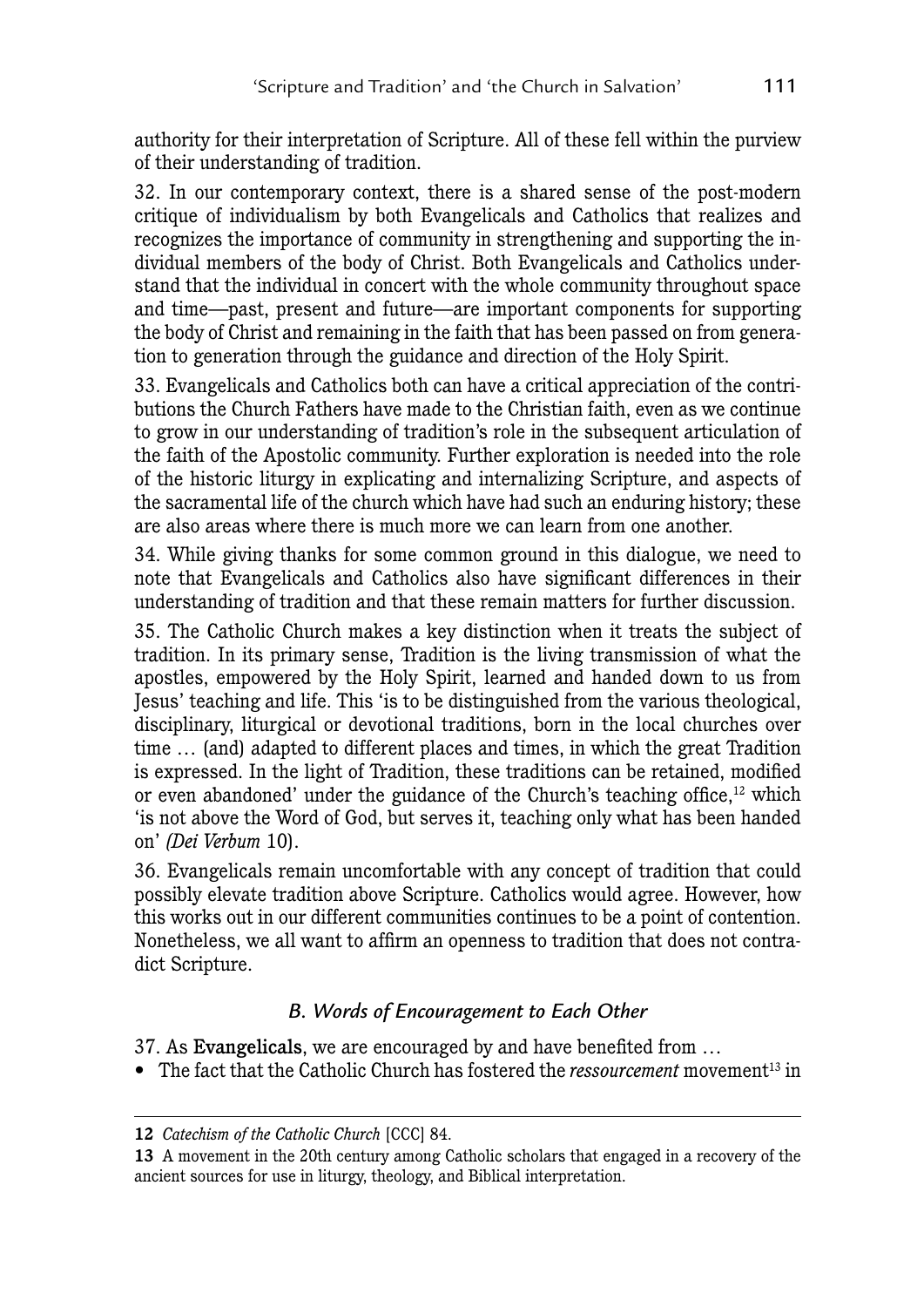authority for their interpretation of Scripture. All of these fell within the purview of their understanding of tradition.

32. In our contemporary context, there is a shared sense of the post-modern critique of individualism by both Evangelicals and Catholics that realizes and recognizes the importance of community in strengthening and supporting the individual members of the body of Christ. Both Evangelicals and Catholics understand that the individual in concert with the whole community throughout space and time—past, present and future—are important components for supporting the body of Christ and remaining in the faith that has been passed on from generation to generation through the guidance and direction of the Holy Spirit.

33. Evangelicals and Catholics both can have a critical appreciation of the contributions the Church Fathers have made to the Christian faith, even as we continue to grow in our understanding of tradition's role in the subsequent articulation of the faith of the Apostolic community. Further exploration is needed into the role of the historic liturgy in explicating and internalizing Scripture, and aspects of the sacramental life of the church which have had such an enduring history; these are also areas where there is much more we can learn from one another.

34. While giving thanks for some common ground in this dialogue, we need to note that Evangelicals and Catholics also have significant differences in their understanding of tradition and that these remain matters for further discussion.

35. The Catholic Church makes a key distinction when it treats the subject of tradition. In its primary sense, Tradition is the living transmission of what the apostles, empowered by the Holy Spirit, learned and handed down to us from Jesus' teaching and life. This 'is to be distinguished from the various theological, disciplinary, liturgical or devotional traditions, born in the local churches over time … (and) adapted to different places and times, in which the great Tradition is expressed. In the light of Tradition, these traditions can be retained, modified or even abandoned' under the guidance of the Church's teaching office,[12] which 'is not above the Word of God, but serves it, teaching only what has been handed on' *(Dei Verbum* 10).

36. Evangelicals remain uncomfortable with any concept of tradition that could possibly elevate tradition above Scripture. Catholics would agree. However, how this works out in our different communities continues to be a point of contention. Nonetheless, we all want to affirm an openness to tradition that does not contradict Scripture.

### *B. Words of Encouragement to Each Other*

37. As **Evangelicals**, we are encouraged by and have benefited from …

- The fact that the Catholic Church has fostered the *ressourcement* movement[13] in

---

**12** *Catechism of the Catholic Church* [CCC] 84.

**13** A movement in the 20th century among Catholic scholars that engaged in a recovery of the ancient sources for use in liturgy, theology, and Biblical interpretation.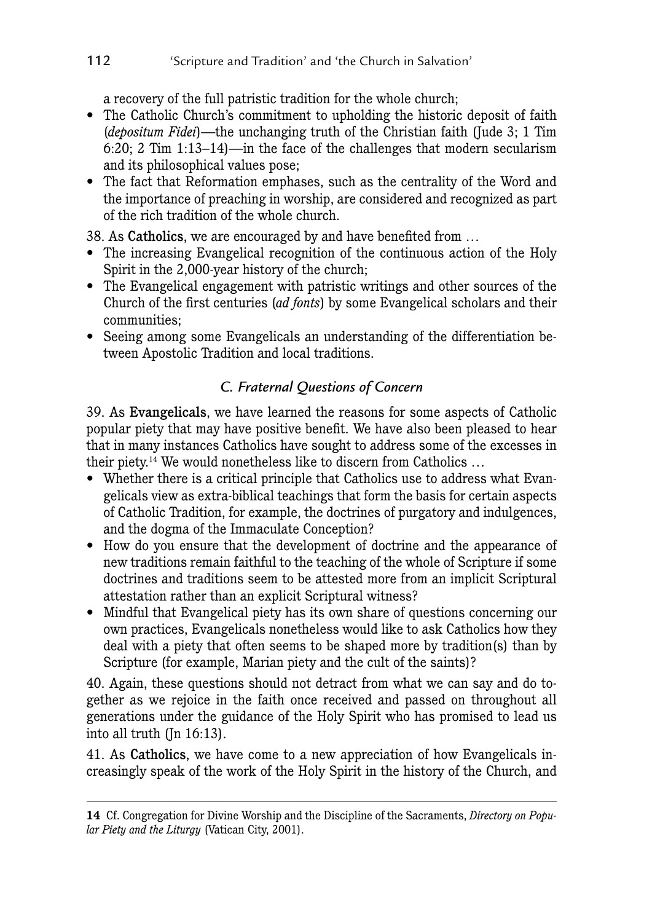a recovery of the full patristic tradition for the whole church;

- The Catholic Church's commitment to upholding the historic deposit of faith (*depositum Fidei*)—the unchanging truth of the Christian faith (Jude 3; 1 Tim 6:20; 2 Tim 1:13–14)—in the face of the challenges that modern secularism and its philosophical values pose;
- The fact that Reformation emphases, such as the centrality of the Word and the importance of preaching in worship, are considered and recognized as part of the rich tradition of the whole church.

38. As **Catholics**, we are encouraged by and have benefited from …

- The increasing Evangelical recognition of the continuous action of the Holy Spirit in the 2,000-year history of the church;
- The Evangelical engagement with patristic writings and other sources of the Church of the first centuries (*ad fonts*) by some Evangelical scholars and their communities;
- Seeing among some Evangelicals an understanding of the differentiation between Apostolic Tradition and local traditions.

### *C. Fraternal Questions of Concern*

39. As **Evangelicals**, we have learned the reasons for some aspects of Catholic popular piety that may have positive benefit. We have also been pleased to hear that in many instances Catholics have sought to address some of the excesses in their piety.[14] We would nonetheless like to discern from Catholics …

- Whether there is a critical principle that Catholics use to address what Evangelicals view as extra-biblical teachings that form the basis for certain aspects of Catholic Tradition, for example, the doctrines of purgatory and indulgences, and the dogma of the Immaculate Conception?
- How do you ensure that the development of doctrine and the appearance of new traditions remain faithful to the teaching of the whole of Scripture if some doctrines and traditions seem to be attested more from an implicit Scriptural attestation rather than an explicit Scriptural witness?
- Mindful that Evangelical piety has its own share of questions concerning our own practices, Evangelicals nonetheless would like to ask Catholics how they deal with a piety that often seems to be shaped more by tradition(s) than by Scripture (for example, Marian piety and the cult of the saints)?

40. Again, these questions should not detract from what we can say and do together as we rejoice in the faith once received and passed on throughout all generations under the guidance of the Holy Spirit who has promised to lead us into all truth (Jn 16:13).

41. As **Catholics**, we have come to a new appreciation of how Evangelicals increasingly speak of the work of the Holy Spirit in the history of the Church, and

---

**14** Cf. Congregation for Divine Worship and the Discipline of the Sacraments, *Directory on Popular Piety and the Liturgy* (Vatican City, 2001).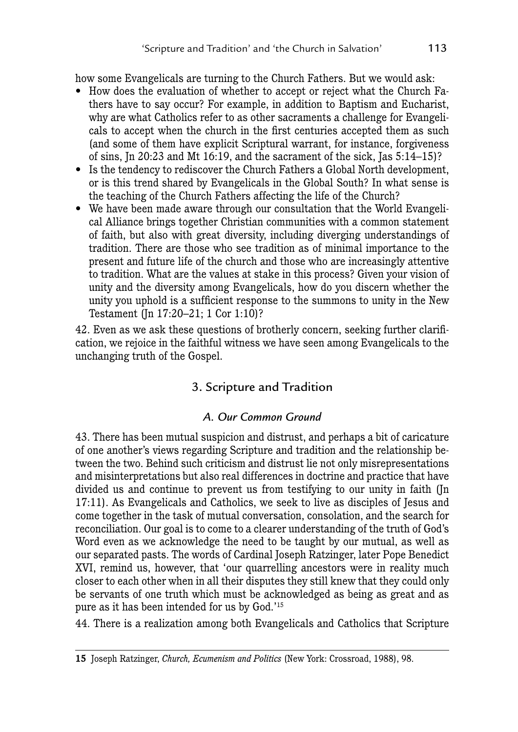how some Evangelicals are turning to the Church Fathers. But we would ask:

- How does the evaluation of whether to accept or reject what the Church Fathers have to say occur? For example, in addition to Baptism and Eucharist, why are what Catholics refer to as other sacraments a challenge for Evangelicals to accept when the church in the first centuries accepted them as such (and some of them have explicit Scriptural warrant, for instance, forgiveness of sins, Jn 20:23 and Mt 16:19, and the sacrament of the sick, Jas 5:14–15)?
- Is the tendency to rediscover the Church Fathers a Global North development, or is this trend shared by Evangelicals in the Global South? In what sense is the teaching of the Church Fathers affecting the life of the Church?
- We have been made aware through our consultation that the World Evangelical Alliance brings together Christian communities with a common statement of faith, but also with great diversity, including diverging understandings of tradition. There are those who see tradition as of minimal importance to the present and future life of the church and those who are increasingly attentive to tradition. What are the values at stake in this process? Given your vision of unity and the diversity among Evangelicals, how do you discern whether the unity you uphold is a sufficient response to the summons to unity in the New Testament (Jn 17:20–21; 1 Cor 1:10)?

42. Even as we ask these questions of brotherly concern, seeking further clarification, we rejoice in the faithful witness we have seen among Evangelicals to the unchanging truth of the Gospel.

## 3. Scripture and Tradition

### *A. Our Common Ground*

43. There has been mutual suspicion and distrust, and perhaps a bit of caricature of one another's views regarding Scripture and tradition and the relationship between the two. Behind such criticism and distrust lie not only misrepresentations and misinterpretations but also real differences in doctrine and practice that have divided us and continue to prevent us from testifying to our unity in faith (Jn 17:11). As Evangelicals and Catholics, we seek to live as disciples of Jesus and come together in the task of mutual conversation, consolation, and the search for reconciliation. Our goal is to come to a clearer understanding of the truth of God's Word even as we acknowledge the need to be taught by our mutual, as well as our separated pasts. The words of Cardinal Joseph Ratzinger, later Pope Benedict XVI, remind us, however, that 'our quarrelling ancestors were in reality much closer to each other when in all their disputes they still knew that they could only be servants of one truth which must be acknowledged as being as great and as pure as it has been intended for us by God.'[15]

44. There is a realization among both Evangelicals and Catholics that Scripture

---

**15** Joseph Ratzinger, *Church, Ecumenism and Politics* (New York: Crossroad, 1988), 98.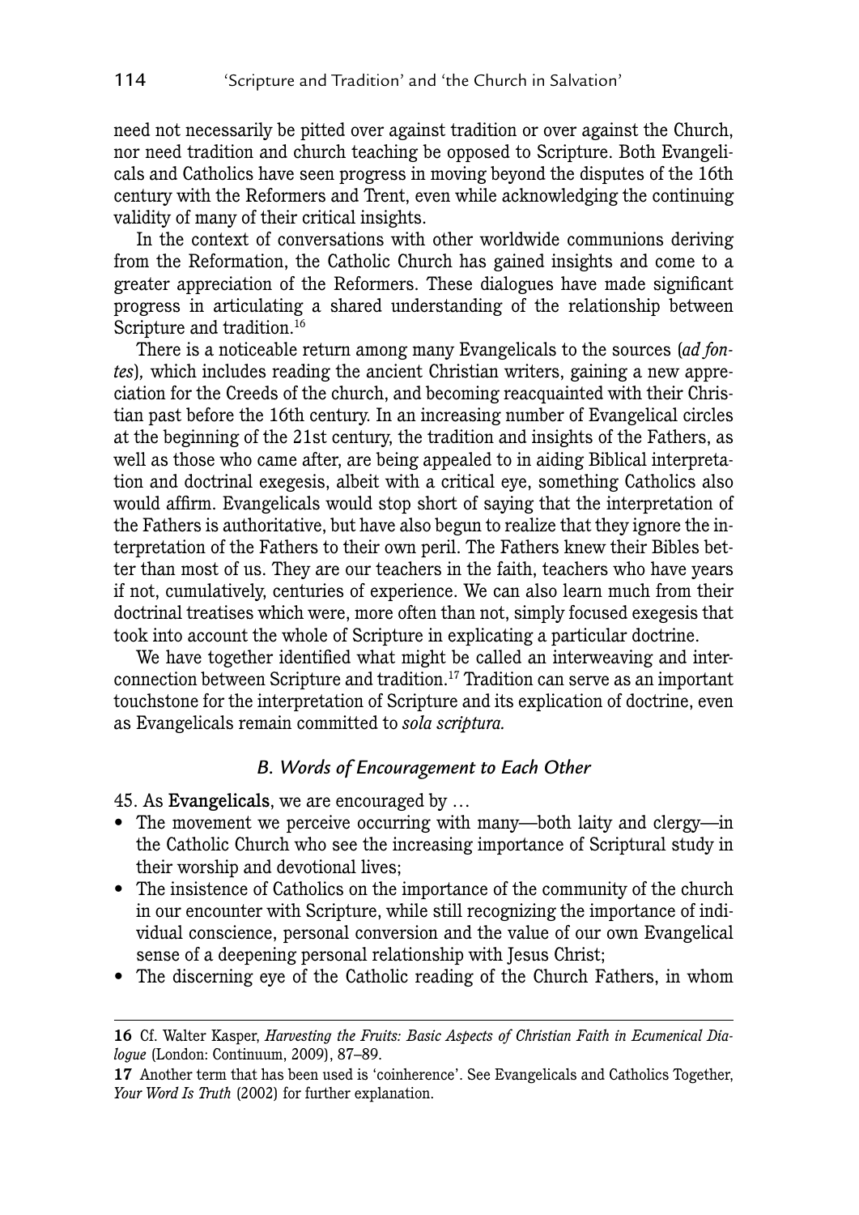need not necessarily be pitted over against tradition or over against the Church, nor need tradition and church teaching be opposed to Scripture. Both Evangelicals and Catholics have seen progress in moving beyond the disputes of the 16th century with the Reformers and Trent, even while acknowledging the continuing validity of many of their critical insights.

In the context of conversations with other worldwide communions deriving from the Reformation, the Catholic Church has gained insights and come to a greater appreciation of the Reformers. These dialogues have made significant progress in articulating a shared understanding of the relationship between Scripture and tradition.[16]

There is a noticeable return among many Evangelicals to the sources (*ad fontes*), which includes reading the ancient Christian writers, gaining a new appreciation for the Creeds of the church, and becoming reacquainted with their Christian past before the 16th century. In an increasing number of Evangelical circles at the beginning of the 21st century, the tradition and insights of the Fathers, as well as those who came after, are being appealed to in aiding Biblical interpretation and doctrinal exegesis, albeit with a critical eye, something Catholics also would affirm. Evangelicals would stop short of saying that the interpretation of the Fathers is authoritative, but have also begun to realize that they ignore the interpretation of the Fathers to their own peril. The Fathers knew their Bibles better than most of us. They are our teachers in the faith, teachers who have years if not, cumulatively, centuries of experience. We can also learn much from their doctrinal treatises which were, more often than not, simply focused exegesis that took into account the whole of Scripture in explicating a particular doctrine.

We have together identified what might be called an interweaving and interconnection between Scripture and tradition.[17] Tradition can serve as an important touchstone for the interpretation of Scripture and its explication of doctrine, even as Evangelicals remain committed to *sola scriptura.*

### *B. Words of Encouragement to Each Other*

45. As **Evangelicals**, we are encouraged by …

- The movement we perceive occurring with many—both laity and clergy—in the Catholic Church who see the increasing importance of Scriptural study in their worship and devotional lives;
- The insistence of Catholics on the importance of the community of the church in our encounter with Scripture, while still recognizing the importance of individual conscience, personal conversion and the value of our own Evangelical sense of a deepening personal relationship with Jesus Christ;
- The discerning eye of the Catholic reading of the Church Fathers, in whom

---

**16** Cf. Walter Kasper, *Harvesting the Fruits: Basic Aspects of Christian Faith in Ecumenical Dialogue* (London: Continuum, 2009), 87–89.

**17** Another term that has been used is 'coinherence'. See Evangelicals and Catholics Together, *Your Word Is Truth* (2002) for further explanation.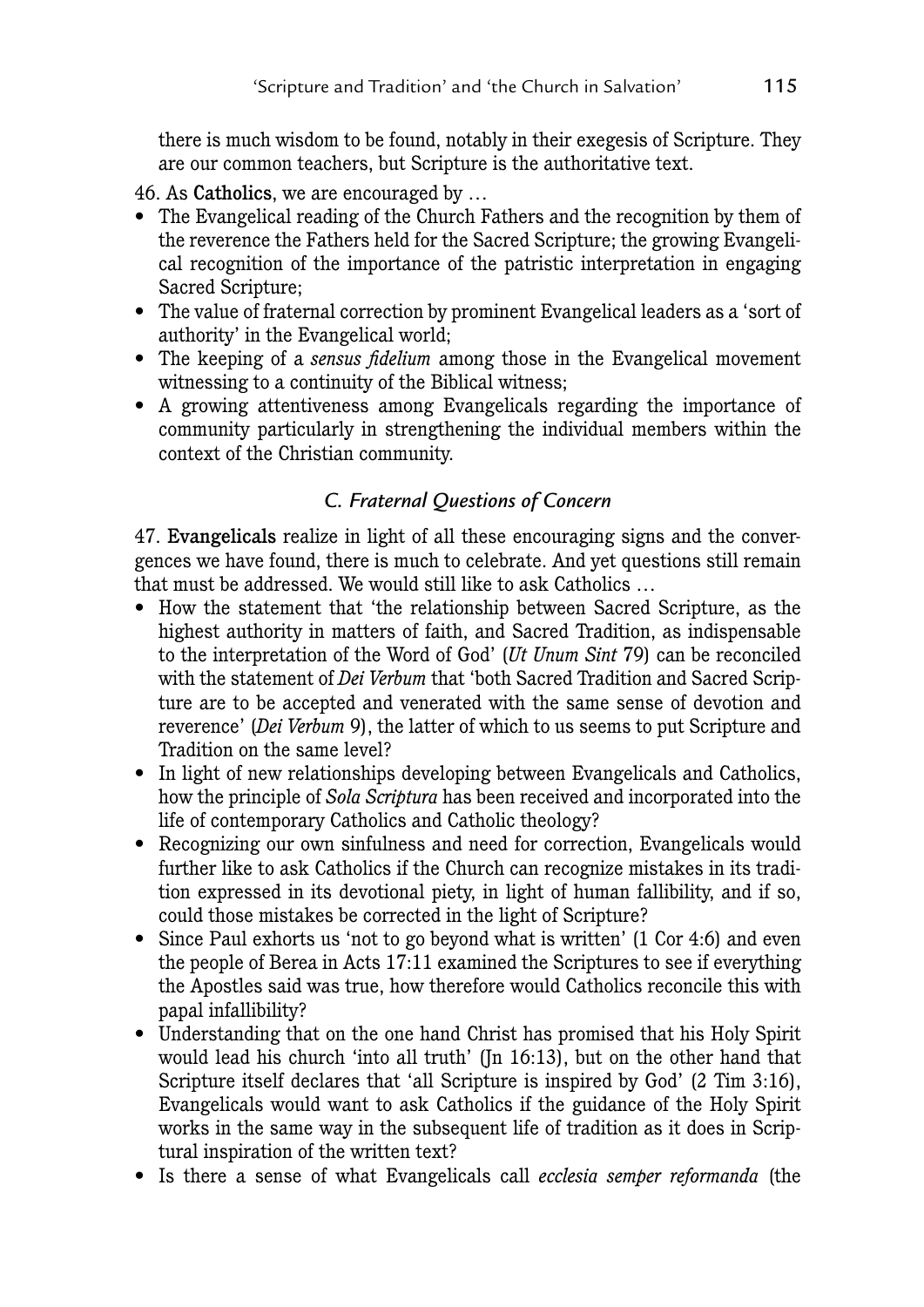there is much wisdom to be found, notably in their exegesis of Scripture. They are our common teachers, but Scripture is the authoritative text.

46. As **Catholics**, we are encouraged by …

- The Evangelical reading of the Church Fathers and the recognition by them of the reverence the Fathers held for the Sacred Scripture; the growing Evangelical recognition of the importance of the patristic interpretation in engaging Sacred Scripture;
- The value of fraternal correction by prominent Evangelical leaders as a 'sort of authority' in the Evangelical world;
- The keeping of a *sensus fidelium* among those in the Evangelical movement witnessing to a continuity of the Biblical witness;
- A growing attentiveness among Evangelicals regarding the importance of community particularly in strengthening the individual members within the context of the Christian community.

### *C. Fraternal Questions of Concern*

47. **Evangelicals** realize in light of all these encouraging signs and the convergences we have found, there is much to celebrate. And yet questions still remain that must be addressed. We would still like to ask Catholics …

- How the statement that 'the relationship between Sacred Scripture, as the highest authority in matters of faith, and Sacred Tradition, as indispensable to the interpretation of the Word of God' (*Ut Unum Sint* 79) can be reconciled with the statement of *Dei Verbum* that 'both Sacred Tradition and Sacred Scripture are to be accepted and venerated with the same sense of devotion and reverence' (*Dei Verbum* 9), the latter of which to us seems to put Scripture and Tradition on the same level?
- In light of new relationships developing between Evangelicals and Catholics, how the principle of *Sola Scriptura* has been received and incorporated into the life of contemporary Catholics and Catholic theology?
- Recognizing our own sinfulness and need for correction, Evangelicals would further like to ask Catholics if the Church can recognize mistakes in its tradition expressed in its devotional piety, in light of human fallibility, and if so, could those mistakes be corrected in the light of Scripture?
- Since Paul exhorts us 'not to go beyond what is written' (1 Cor 4:6) and even the people of Berea in Acts 17:11 examined the Scriptures to see if everything the Apostles said was true, how therefore would Catholics reconcile this with papal infallibility?
- Understanding that on the one hand Christ has promised that his Holy Spirit would lead his church 'into all truth' (Jn 16:13), but on the other hand that Scripture itself declares that 'all Scripture is inspired by God' (2 Tim 3:16), Evangelicals would want to ask Catholics if the guidance of the Holy Spirit works in the same way in the subsequent life of tradition as it does in Scriptural inspiration of the written text?
- Is there a sense of what Evangelicals call *ecclesia semper reformanda* (the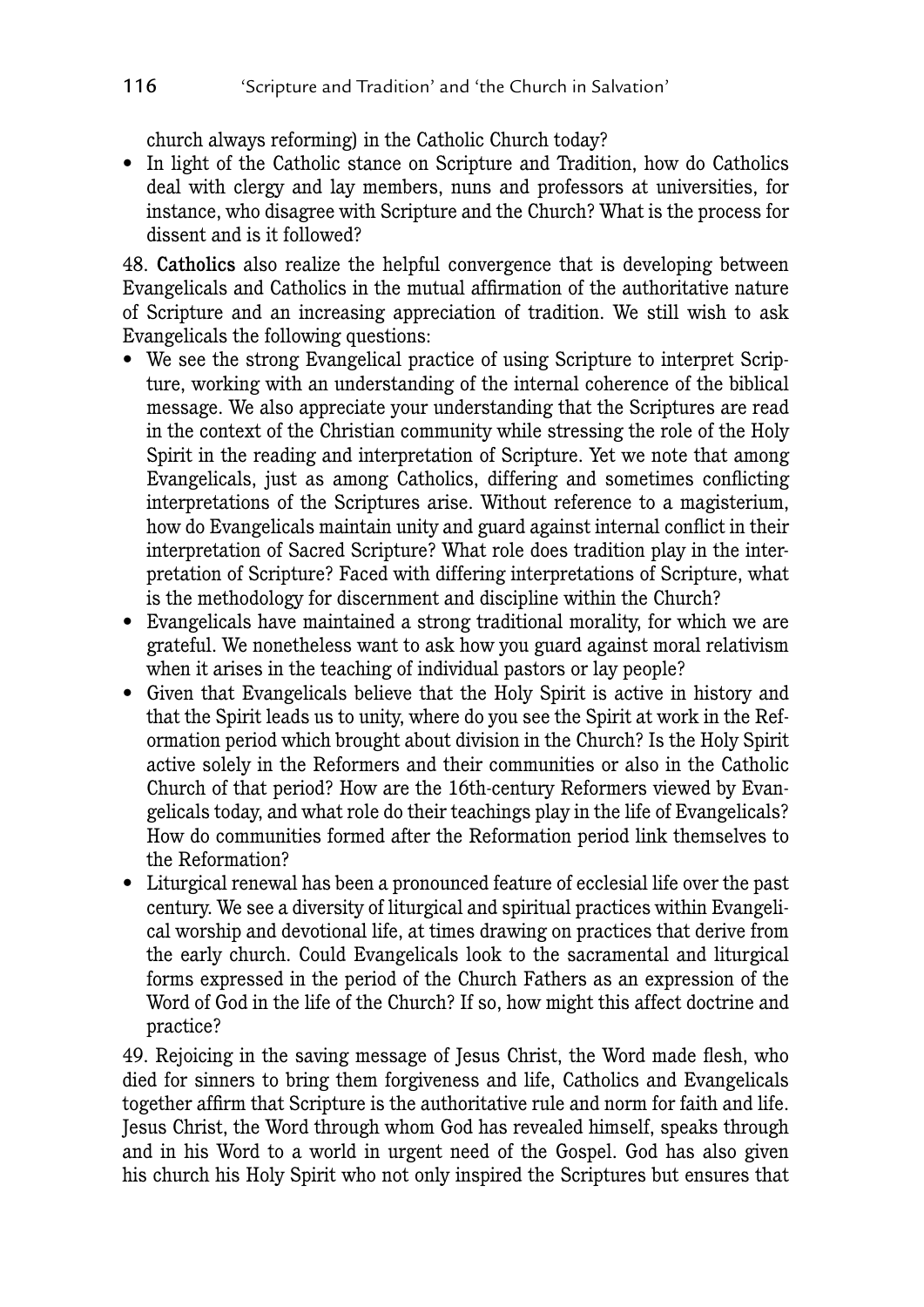church always reforming) in the Catholic Church today?

- In light of the Catholic stance on Scripture and Tradition, how do Catholics deal with clergy and lay members, nuns and professors at universities, for instance, who disagree with Scripture and the Church? What is the process for dissent and is it followed?

48. **Catholics** also realize the helpful convergence that is developing between Evangelicals and Catholics in the mutual affirmation of the authoritative nature of Scripture and an increasing appreciation of tradition. We still wish to ask Evangelicals the following questions:

- We see the strong Evangelical practice of using Scripture to interpret Scripture, working with an understanding of the internal coherence of the biblical message. We also appreciate your understanding that the Scriptures are read in the context of the Christian community while stressing the role of the Holy Spirit in the reading and interpretation of Scripture. Yet we note that among Evangelicals, just as among Catholics, differing and sometimes conflicting interpretations of the Scriptures arise. Without reference to a magisterium, how do Evangelicals maintain unity and guard against internal conflict in their interpretation of Sacred Scripture? What role does tradition play in the interpretation of Scripture? Faced with differing interpretations of Scripture, what is the methodology for discernment and discipline within the Church?
- Evangelicals have maintained a strong traditional morality, for which we are grateful. We nonetheless want to ask how you guard against moral relativism when it arises in the teaching of individual pastors or lay people?
- Given that Evangelicals believe that the Holy Spirit is active in history and that the Spirit leads us to unity, where do you see the Spirit at work in the Reformation period which brought about division in the Church? Is the Holy Spirit active solely in the Reformers and their communities or also in the Catholic Church of that period? How are the 16th-century Reformers viewed by Evangelicals today, and what role do their teachings play in the life of Evangelicals? How do communities formed after the Reformation period link themselves to the Reformation?
- Liturgical renewal has been a pronounced feature of ecclesial life over the past century. We see a diversity of liturgical and spiritual practices within Evangelical worship and devotional life, at times drawing on practices that derive from the early church. Could Evangelicals look to the sacramental and liturgical forms expressed in the period of the Church Fathers as an expression of the Word of God in the life of the Church? If so, how might this affect doctrine and practice?

49. Rejoicing in the saving message of Jesus Christ, the Word made flesh, who died for sinners to bring them forgiveness and life, Catholics and Evangelicals together affirm that Scripture is the authoritative rule and norm for faith and life. Jesus Christ, the Word through whom God has revealed himself, speaks through and in his Word to a world in urgent need of the Gospel. God has also given his church his Holy Spirit who not only inspired the Scriptures but ensures that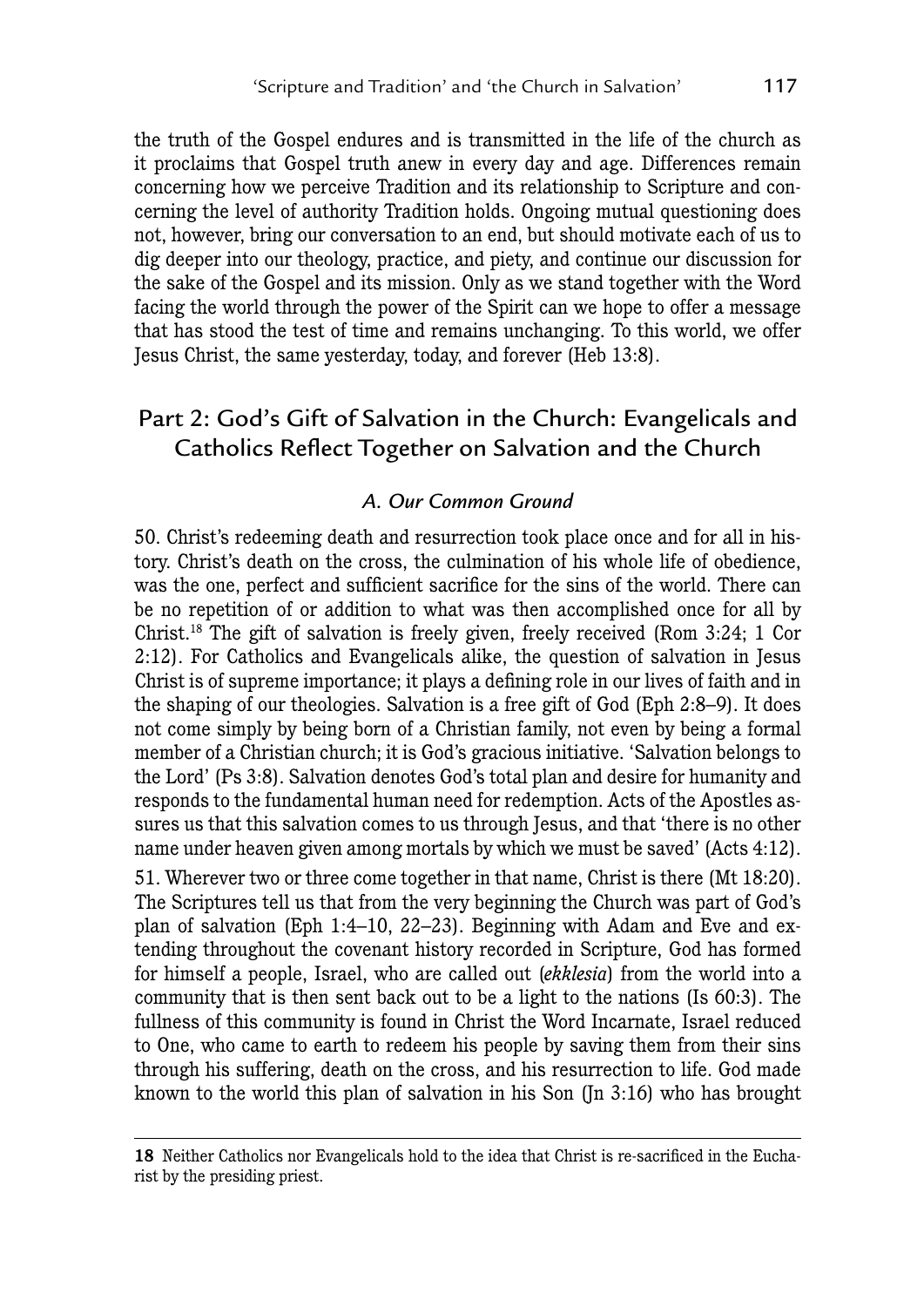the truth of the Gospel endures and is transmitted in the life of the church as it proclaims that Gospel truth anew in every day and age. Differences remain concerning how we perceive Tradition and its relationship to Scripture and concerning the level of authority Tradition holds. Ongoing mutual questioning does not, however, bring our conversation to an end, but should motivate each of us to dig deeper into our theology, practice, and piety, and continue our discussion for the sake of the Gospel and its mission. Only as we stand together with the Word facing the world through the power of the Spirit can we hope to offer a message that has stood the test of time and remains unchanging. To this world, we offer Jesus Christ, the same yesterday, today, and forever (Heb 13:8).

## Part 2: God's Gift of Salvation in the Church: Evangelicals and Catholics Reflect Together on Salvation and the Church

### *A. Our Common Ground*

50. Christ's redeeming death and resurrection took place once and for all in history. Christ's death on the cross, the culmination of his whole life of obedience, was the one, perfect and sufficient sacrifice for the sins of the world. There can be no repetition of or addition to what was then accomplished once for all by Christ.[18] The gift of salvation is freely given, freely received (Rom 3:24; 1 Cor 2:12). For Catholics and Evangelicals alike, the question of salvation in Jesus Christ is of supreme importance; it plays a defining role in our lives of faith and in the shaping of our theologies. Salvation is a free gift of God (Eph 2:8–9). It does not come simply by being born of a Christian family, not even by being a formal member of a Christian church; it is God's gracious initiative. 'Salvation belongs to the Lord' (Ps 3:8). Salvation denotes God's total plan and desire for humanity and responds to the fundamental human need for redemption. Acts of the Apostles assures us that this salvation comes to us through Jesus, and that 'there is no other name under heaven given among mortals by which we must be saved' (Acts 4:12).

51. Wherever two or three come together in that name, Christ is there (Mt 18:20). The Scriptures tell us that from the very beginning the Church was part of God's plan of salvation (Eph 1:4–10, 22–23). Beginning with Adam and Eve and extending throughout the covenant history recorded in Scripture, God has formed for himself a people, Israel, who are called out (*ekklesia*) from the world into a community that is then sent back out to be a light to the nations (Is 60:3). The fullness of this community is found in Christ the Word Incarnate, Israel reduced to One, who came to earth to redeem his people by saving them from their sins through his suffering, death on the cross, and his resurrection to life. God made known to the world this plan of salvation in his Son (Jn 3:16) who has brought

---

**18** Neither Catholics nor Evangelicals hold to the idea that Christ is re-sacrificed in the Eucharist by the presiding priest.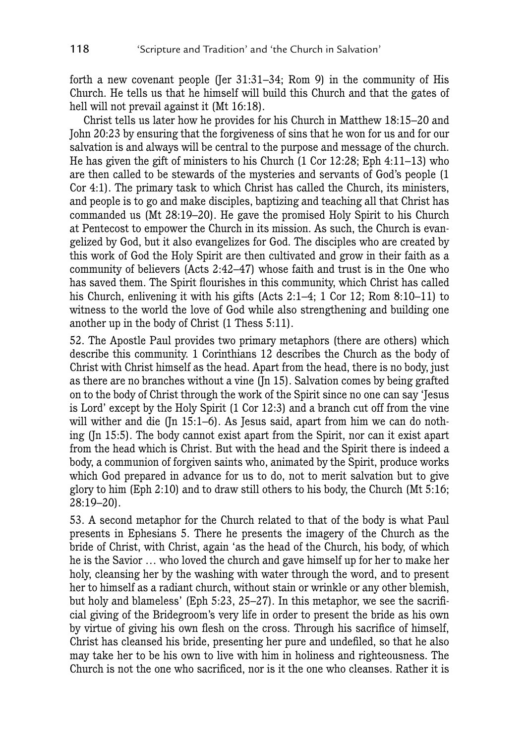forth a new covenant people (Jer 31:31–34; Rom 9) in the community of His Church. He tells us that he himself will build this Church and that the gates of hell will not prevail against it (Mt 16:18).

Christ tells us later how he provides for his Church in Matthew 18:15–20 and John 20:23 by ensuring that the forgiveness of sins that he won for us and for our salvation is and always will be central to the purpose and message of the church. He has given the gift of ministers to his Church (1 Cor 12:28; Eph 4:11–13) who are then called to be stewards of the mysteries and servants of God's people (1 Cor 4:1). The primary task to which Christ has called the Church, its ministers, and people is to go and make disciples, baptizing and teaching all that Christ has commanded us (Mt 28:19–20). He gave the promised Holy Spirit to his Church at Pentecost to empower the Church in its mission. As such, the Church is evangelized by God, but it also evangelizes for God. The disciples who are created by this work of God the Holy Spirit are then cultivated and grow in their faith as a community of believers (Acts 2:42–47) whose faith and trust is in the One who has saved them. The Spirit flourishes in this community, which Christ has called his Church, enlivening it with his gifts (Acts 2:1–4; 1 Cor 12; Rom 8:10–11) to witness to the world the love of God while also strengthening and building one another up in the body of Christ (1 Thess 5:11).

52. The Apostle Paul provides two primary metaphors (there are others) which describe this community. 1 Corinthians 12 describes the Church as the body of Christ with Christ himself as the head. Apart from the head, there is no body, just as there are no branches without a vine (Jn 15). Salvation comes by being grafted on to the body of Christ through the work of the Spirit since no one can say 'Jesus is Lord' except by the Holy Spirit (1 Cor 12:3) and a branch cut off from the vine will wither and die (Jn 15:1–6). As Jesus said, apart from him we can do nothing (Jn 15:5). The body cannot exist apart from the Spirit, nor can it exist apart from the head which is Christ. But with the head and the Spirit there is indeed a body, a communion of forgiven saints who, animated by the Spirit, produce works which God prepared in advance for us to do, not to merit salvation but to give glory to him (Eph 2:10) and to draw still others to his body, the Church (Mt 5:16; 28:19–20).

53. A second metaphor for the Church related to that of the body is what Paul presents in Ephesians 5. There he presents the imagery of the Church as the bride of Christ, with Christ, again 'as the head of the Church, his body, of which he is the Savior … who loved the church and gave himself up for her to make her holy, cleansing her by the washing with water through the word, and to present her to himself as a radiant church, without stain or wrinkle or any other blemish, but holy and blameless' (Eph 5:23, 25–27). In this metaphor, we see the sacrificial giving of the Bridegroom's very life in order to present the bride as his own by virtue of giving his own flesh on the cross. Through his sacrifice of himself, Christ has cleansed his bride, presenting her pure and undefiled, so that he also may take her to be his own to live with him in holiness and righteousness. The Church is not the one who sacrificed, nor is it the one who cleanses. Rather it is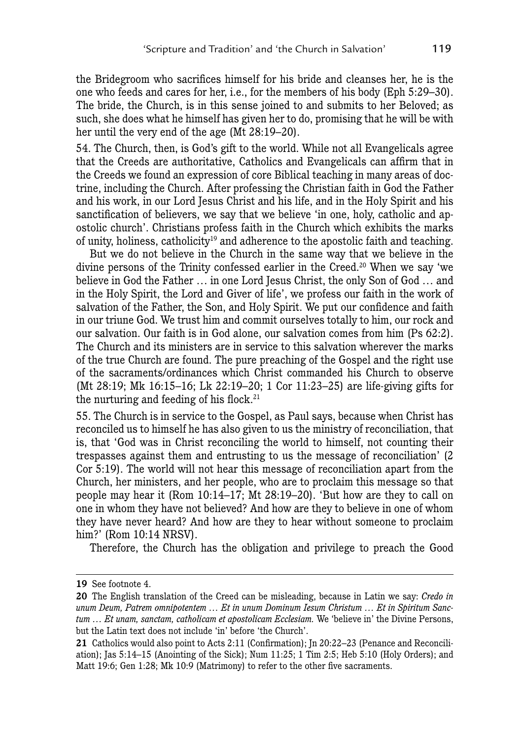the Bridegroom who sacrifices himself for his bride and cleanses her, he is the one who feeds and cares for her, i.e., for the members of his body (Eph 5:29–30). The bride, the Church, is in this sense joined to and submits to her Beloved; as such, she does what he himself has given her to do, promising that he will be with her until the very end of the age (Mt 28:19–20).

54. The Church, then, is God's gift to the world. While not all Evangelicals agree that the Creeds are authoritative, Catholics and Evangelicals can affirm that in the Creeds we found an expression of core Biblical teaching in many areas of doctrine, including the Church. After professing the Christian faith in God the Father and his work, in our Lord Jesus Christ and his life, and in the Holy Spirit and his sanctification of believers, we say that we believe 'in one, holy, catholic and apostolic church'. Christians profess faith in the Church which exhibits the marks of unity, holiness, catholicity[19] and adherence to the apostolic faith and teaching.

But we do not believe in the Church in the same way that we believe in the divine persons of the Trinity confessed earlier in the Creed.[20] When we say 'we believe in God the Father … in one Lord Jesus Christ, the only Son of God … and in the Holy Spirit, the Lord and Giver of life', we profess our faith in the work of salvation of the Father, the Son, and Holy Spirit. We put our confidence and faith in our triune God. We trust him and commit ourselves totally to him, our rock and our salvation. Our faith is in God alone, our salvation comes from him (Ps 62:2). The Church and its ministers are in service to this salvation wherever the marks of the true Church are found. The pure preaching of the Gospel and the right use of the sacraments/ordinances which Christ commanded his Church to observe (Mt 28:19; Mk 16:15–16; Lk 22:19–20; 1 Cor 11:23–25) are life-giving gifts for the nurturing and feeding of his flock.[21]

55. The Church is in service to the Gospel, as Paul says, because when Christ has reconciled us to himself he has also given to us the ministry of reconciliation, that is, that 'God was in Christ reconciling the world to himself, not counting their trespasses against them and entrusting to us the message of reconciliation' (2 Cor 5:19). The world will not hear this message of reconciliation apart from the Church, her ministers, and her people, who are to proclaim this message so that people may hear it (Rom 10:14–17; Mt 28:19–20). 'But how are they to call on one in whom they have not believed? And how are they to believe in one of whom they have never heard? And how are they to hear without someone to proclaim him?' (Rom 10:14 NRSV).

Therefore, the Church has the obligation and privilege to preach the Good

---

**19** See footnote 4.

**20** The English translation of the Creed can be misleading, because in Latin we say: *Credo in unum Deum, Patrem omnipotentem … Et in unum Dominum Iesum Christum … Et in Spiritum Sanctum … Et unam, sanctam, catholicam et apostolicam Ecclesiam.* We 'believe in' the Divine Persons, but the Latin text does not include 'in' before 'the Church'.

**21** Catholics would also point to Acts 2:11 (Confirmation); Jn 20:22–23 (Penance and Reconciliation); Jas 5:14–15 (Anointing of the Sick); Num 11:25; 1 Tim 2:5; Heb 5:10 (Holy Orders); and Matt 19:6; Gen 1:28; Mk 10:9 (Matrimony) to refer to the other five sacraments.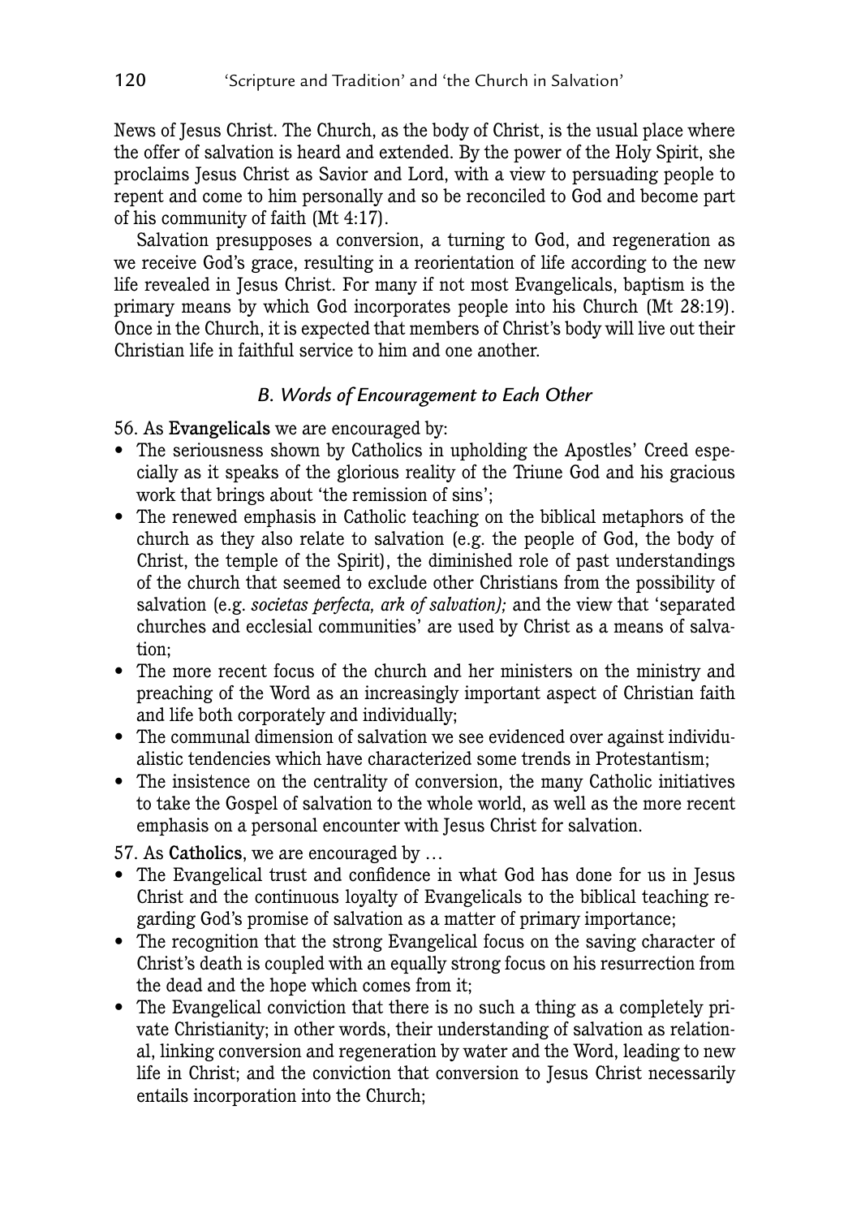News of Jesus Christ. The Church, as the body of Christ, is the usual place where the offer of salvation is heard and extended. By the power of the Holy Spirit, she proclaims Jesus Christ as Savior and Lord, with a view to persuading people to repent and come to him personally and so be reconciled to God and become part of his community of faith (Mt 4:17).

Salvation presupposes a conversion, a turning to God, and regeneration as we receive God's grace, resulting in a reorientation of life according to the new life revealed in Jesus Christ. For many if not most Evangelicals, baptism is the primary means by which God incorporates people into his Church (Mt 28:19). Once in the Church, it is expected that members of Christ's body will live out their Christian life in faithful service to him and one another.

### *B. Words of Encouragement to Each Other*

56. As **Evangelicals** we are encouraged by:

- The seriousness shown by Catholics in upholding the Apostles' Creed especially as it speaks of the glorious reality of the Triune God and his gracious work that brings about 'the remission of sins';
- The renewed emphasis in Catholic teaching on the biblical metaphors of the church as they also relate to salvation (e.g. the people of God, the body of Christ, the temple of the Spirit), the diminished role of past understandings of the church that seemed to exclude other Christians from the possibility of salvation (e.g. *societas perfecta, ark of salvation);* and the view that 'separated churches and ecclesial communities' are used by Christ as a means of salvation;
- The more recent focus of the church and her ministers on the ministry and preaching of the Word as an increasingly important aspect of Christian faith and life both corporately and individually;
- The communal dimension of salvation we see evidenced over against individualistic tendencies which have characterized some trends in Protestantism;
- The insistence on the centrality of conversion, the many Catholic initiatives to take the Gospel of salvation to the whole world, as well as the more recent emphasis on a personal encounter with Jesus Christ for salvation.

57. As **Catholics**, we are encouraged by …

- The Evangelical trust and confidence in what God has done for us in Jesus Christ and the continuous loyalty of Evangelicals to the biblical teaching regarding God's promise of salvation as a matter of primary importance;
- The recognition that the strong Evangelical focus on the saving character of Christ's death is coupled with an equally strong focus on his resurrection from the dead and the hope which comes from it;
- The Evangelical conviction that there is no such a thing as a completely private Christianity; in other words, their understanding of salvation as relational, linking conversion and regeneration by water and the Word, leading to new life in Christ; and the conviction that conversion to Jesus Christ necessarily entails incorporation into the Church;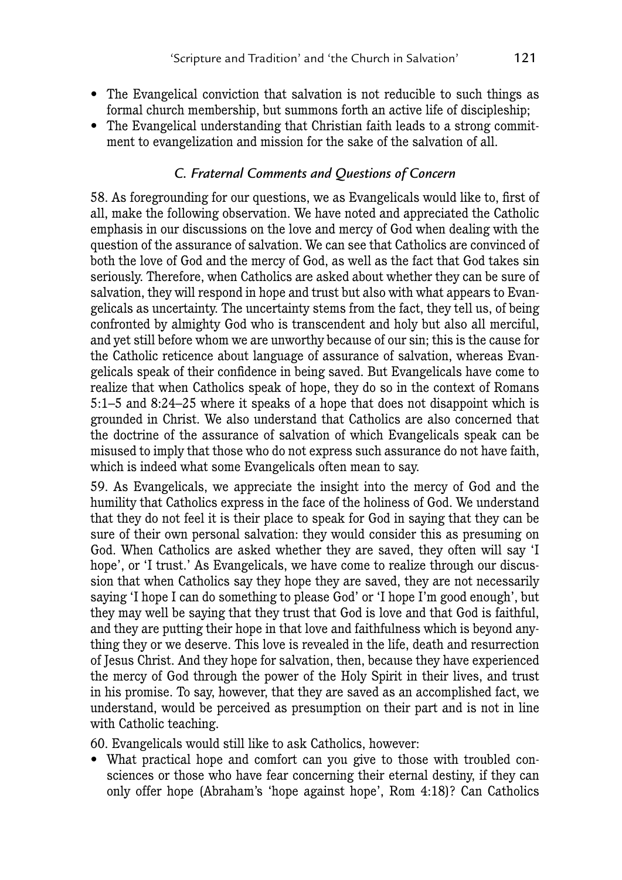- The Evangelical conviction that salvation is not reducible to such things as formal church membership, but summons forth an active life of discipleship;
- The Evangelical understanding that Christian faith leads to a strong commitment to evangelization and mission for the sake of the salvation of all.

### *C. Fraternal Comments and Questions of Concern*

58. As foregrounding for our questions, we as Evangelicals would like to, first of all, make the following observation. We have noted and appreciated the Catholic emphasis in our discussions on the love and mercy of God when dealing with the question of the assurance of salvation. We can see that Catholics are convinced of both the love of God and the mercy of God, as well as the fact that God takes sin seriously. Therefore, when Catholics are asked about whether they can be sure of salvation, they will respond in hope and trust but also with what appears to Evangelicals as uncertainty. The uncertainty stems from the fact, they tell us, of being confronted by almighty God who is transcendent and holy but also all merciful, and yet still before whom we are unworthy because of our sin; this is the cause for the Catholic reticence about language of assurance of salvation, whereas Evangelicals speak of their confidence in being saved. But Evangelicals have come to realize that when Catholics speak of hope, they do so in the context of Romans 5:1–5 and 8:24–25 where it speaks of a hope that does not disappoint which is grounded in Christ. We also understand that Catholics are also concerned that the doctrine of the assurance of salvation of which Evangelicals speak can be misused to imply that those who do not express such assurance do not have faith, which is indeed what some Evangelicals often mean to say.

59. As Evangelicals, we appreciate the insight into the mercy of God and the humility that Catholics express in the face of the holiness of God. We understand that they do not feel it is their place to speak for God in saying that they can be sure of their own personal salvation: they would consider this as presuming on God. When Catholics are asked whether they are saved, they often will say 'I hope', or 'I trust.' As Evangelicals, we have come to realize through our discussion that when Catholics say they hope they are saved, they are not necessarily saying 'I hope I can do something to please God' or 'I hope I'm good enough', but they may well be saying that they trust that God is love and that God is faithful, and they are putting their hope in that love and faithfulness which is beyond anything they or we deserve. This love is revealed in the life, death and resurrection of Jesus Christ. And they hope for salvation, then, because they have experienced the mercy of God through the power of the Holy Spirit in their lives, and trust in his promise. To say, however, that they are saved as an accomplished fact, we understand, would be perceived as presumption on their part and is not in line with Catholic teaching.

60. Evangelicals would still like to ask Catholics, however:

- What practical hope and comfort can you give to those with troubled consciences or those who have fear concerning their eternal destiny, if they can only offer hope (Abraham's 'hope against hope', Rom 4:18)? Can Catholics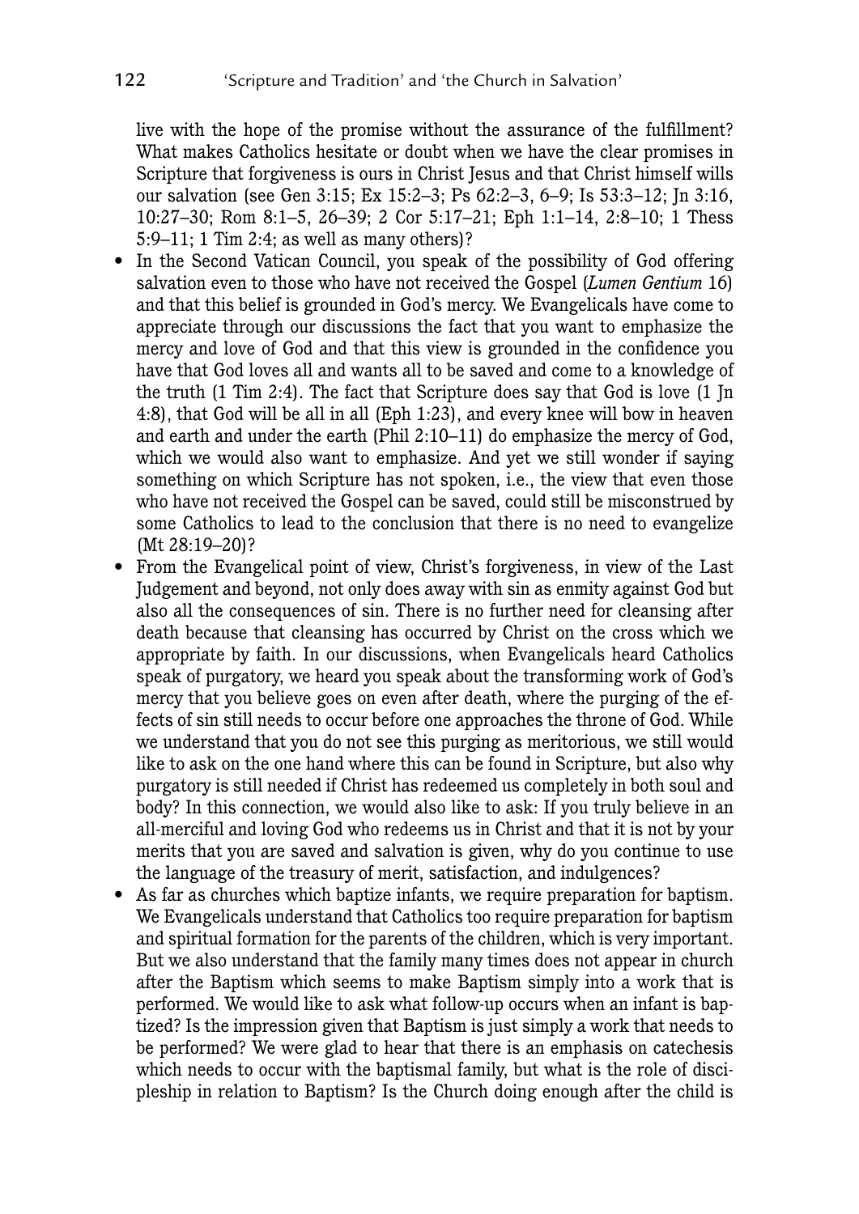live with the hope of the promise without the assurance of the fulfillment? What makes Catholics hesitate or doubt when we have the clear promises in Scripture that forgiveness is ours in Christ Jesus and that Christ himself wills our salvation (see Gen 3:15; Ex 15:2–3; Ps 62:2–3, 6–9; Is 53:3–12; Jn 3:16, 10:27–30; Rom 8:1–5, 26–39; 2 Cor 5:17–21; Eph 1:1–14, 2:8–10; 1 Thess 5:9–11; 1 Tim 2:4; as well as many others)?

- In the Second Vatican Council, you speak of the possibility of God offering salvation even to those who have not received the Gospel (*Lumen Gentium* 16) and that this belief is grounded in God's mercy. We Evangelicals have come to appreciate through our discussions the fact that you want to emphasize the mercy and love of God and that this view is grounded in the confidence you have that God loves all and wants all to be saved and come to a knowledge of the truth (1 Tim 2:4). The fact that Scripture does say that God is love (1 Jn 4:8), that God will be all in all (Eph 1:23), and every knee will bow in heaven and earth and under the earth (Phil 2:10–11) do emphasize the mercy of God, which we would also want to emphasize. And yet we still wonder if saying something on which Scripture has not spoken, i.e., the view that even those who have not received the Gospel can be saved, could still be misconstrued by some Catholics to lead to the conclusion that there is no need to evangelize (Mt 28:19–20)?
- From the Evangelical point of view, Christ's forgiveness, in view of the Last Judgement and beyond, not only does away with sin as enmity against God but also all the consequences of sin. There is no further need for cleansing after death because that cleansing has occurred by Christ on the cross which we appropriate by faith. In our discussions, when Evangelicals heard Catholics speak of purgatory, we heard you speak about the transforming work of God's mercy that you believe goes on even after death, where the purging of the effects of sin still needs to occur before one approaches the throne of God. While we understand that you do not see this purging as meritorious, we still would like to ask on the one hand where this can be found in Scripture, but also why purgatory is still needed if Christ has redeemed us completely in both soul and body? In this connection, we would also like to ask: If you truly believe in an all-merciful and loving God who redeems us in Christ and that it is not by your merits that you are saved and salvation is given, why do you continue to use the language of the treasury of merit, satisfaction, and indulgences?
- As far as churches which baptize infants, we require preparation for baptism. We Evangelicals understand that Catholics too require preparation for baptism and spiritual formation for the parents of the children, which is very important. But we also understand that the family many times does not appear in church after the Baptism which seems to make Baptism simply into a work that is performed. We would like to ask what follow-up occurs when an infant is baptized? Is the impression given that Baptism is just simply a work that needs to be performed? We were glad to hear that there is an emphasis on catechesis which needs to occur with the baptismal family, but what is the role of discipleship in relation to Baptism? Is the Church doing enough after the child is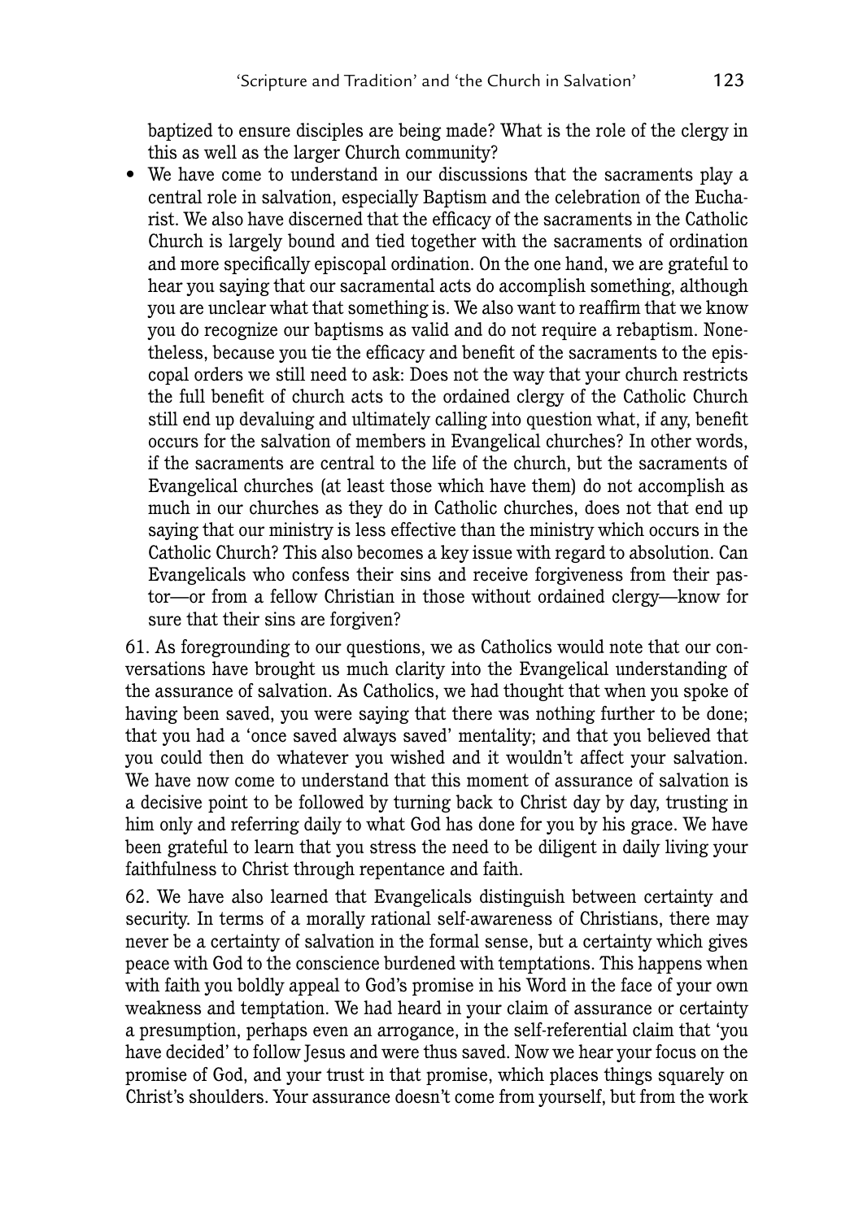baptized to ensure disciples are being made? What is the role of the clergy in this as well as the larger Church community?

- We have come to understand in our discussions that the sacraments play a central role in salvation, especially Baptism and the celebration of the Eucharist. We also have discerned that the efficacy of the sacraments in the Catholic Church is largely bound and tied together with the sacraments of ordination and more specifically episcopal ordination. On the one hand, we are grateful to hear you saying that our sacramental acts do accomplish something, although you are unclear what that something is. We also want to reaffirm that we know you do recognize our baptisms as valid and do not require a rebaptism. Nonetheless, because you tie the efficacy and benefit of the sacraments to the episcopal orders we still need to ask: Does not the way that your church restricts the full benefit of church acts to the ordained clergy of the Catholic Church still end up devaluing and ultimately calling into question what, if any, benefit occurs for the salvation of members in Evangelical churches? In other words, if the sacraments are central to the life of the church, but the sacraments of Evangelical churches (at least those which have them) do not accomplish as much in our churches as they do in Catholic churches, does not that end up saying that our ministry is less effective than the ministry which occurs in the Catholic Church? This also becomes a key issue with regard to absolution. Can Evangelicals who confess their sins and receive forgiveness from their pastor—or from a fellow Christian in those without ordained clergy—know for sure that their sins are forgiven?

61. As foregrounding to our questions, we as Catholics would note that our conversations have brought us much clarity into the Evangelical understanding of the assurance of salvation. As Catholics, we had thought that when you spoke of having been saved, you were saying that there was nothing further to be done; that you had a 'once saved always saved' mentality; and that you believed that you could then do whatever you wished and it wouldn't affect your salvation. We have now come to understand that this moment of assurance of salvation is a decisive point to be followed by turning back to Christ day by day, trusting in him only and referring daily to what God has done for you by his grace. We have been grateful to learn that you stress the need to be diligent in daily living your faithfulness to Christ through repentance and faith.

62. We have also learned that Evangelicals distinguish between certainty and security. In terms of a morally rational self-awareness of Christians, there may never be a certainty of salvation in the formal sense, but a certainty which gives peace with God to the conscience burdened with temptations. This happens when with faith you boldly appeal to God's promise in his Word in the face of your own weakness and temptation. We had heard in your claim of assurance or certainty a presumption, perhaps even an arrogance, in the self-referential claim that 'you have decided' to follow Jesus and were thus saved. Now we hear your focus on the promise of God, and your trust in that promise, which places things squarely on Christ's shoulders. Your assurance doesn't come from yourself, but from the work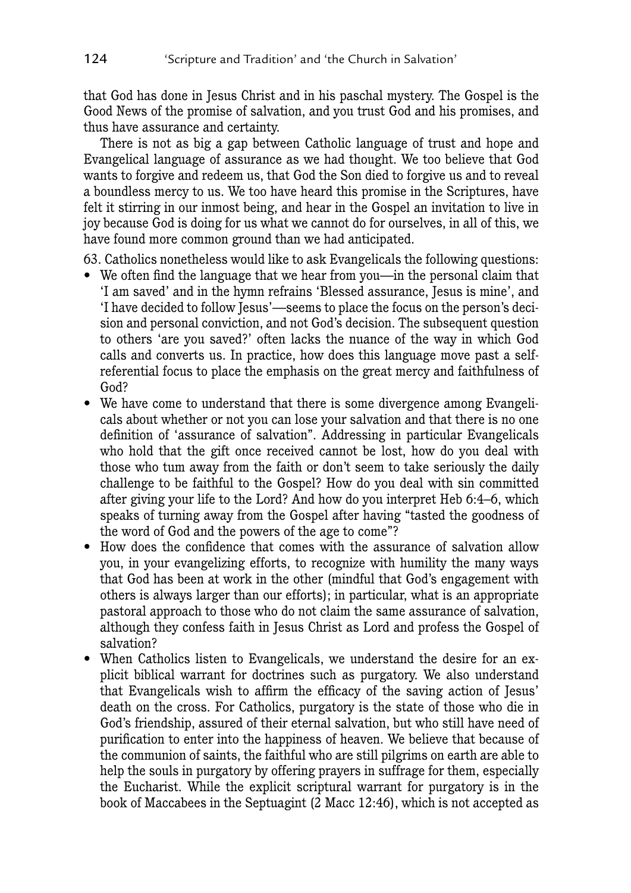that God has done in Jesus Christ and in his paschal mystery. The Gospel is the Good News of the promise of salvation, and you trust God and his promises, and thus have assurance and certainty.

There is not as big a gap between Catholic language of trust and hope and Evangelical language of assurance as we had thought. We too believe that God wants to forgive and redeem us, that God the Son died to forgive us and to reveal a boundless mercy to us. We too have heard this promise in the Scriptures, have felt it stirring in our inmost being, and hear in the Gospel an invitation to live in joy because God is doing for us what we cannot do for ourselves, in all of this, we have found more common ground than we had anticipated.

63. Catholics nonetheless would like to ask Evangelicals the following questions:

- We often find the language that we hear from you—in the personal claim that 'I am saved' and in the hymn refrains 'Blessed assurance, Jesus is mine', and 'I have decided to follow Jesus'—seems to place the focus on the person's decision and personal conviction, and not God's decision. The subsequent question to others 'are you saved?' often lacks the nuance of the way in which God calls and converts us. In practice, how does this language move past a self-referential focus to place the emphasis on the great mercy and faithfulness of God?
- We have come to understand that there is some divergence among Evangelicals about whether or not you can lose your salvation and that there is no one definition of 'assurance of salvation". Addressing in particular Evangelicals who hold that the gift once received cannot be lost, how do you deal with those who tum away from the faith or don't seem to take seriously the daily challenge to be faithful to the Gospel? How do you deal with sin committed after giving your life to the Lord? And how do you interpret Heb 6:4–6, which speaks of turning away from the Gospel after having "tasted the goodness of the word of God and the powers of the age to come"?
- How does the confidence that comes with the assurance of salvation allow you, in your evangelizing efforts, to recognize with humility the many ways that God has been at work in the other (mindful that God's engagement with others is always larger than our efforts); in particular, what is an appropriate pastoral approach to those who do not claim the same assurance of salvation, although they confess faith in Jesus Christ as Lord and profess the Gospel of salvation?
- When Catholics listen to Evangelicals, we understand the desire for an explicit biblical warrant for doctrines such as purgatory. We also understand that Evangelicals wish to affirm the efficacy of the saving action of Jesus' death on the cross. For Catholics, purgatory is the state of those who die in God's friendship, assured of their eternal salvation, but who still have need of purification to enter into the happiness of heaven. We believe that because of the communion of saints, the faithful who are still pilgrims on earth are able to help the souls in purgatory by offering prayers in suffrage for them, especially the Eucharist. While the explicit scriptural warrant for purgatory is in the book of Maccabees in the Septuagint (2 Macc 12:46), which is not accepted as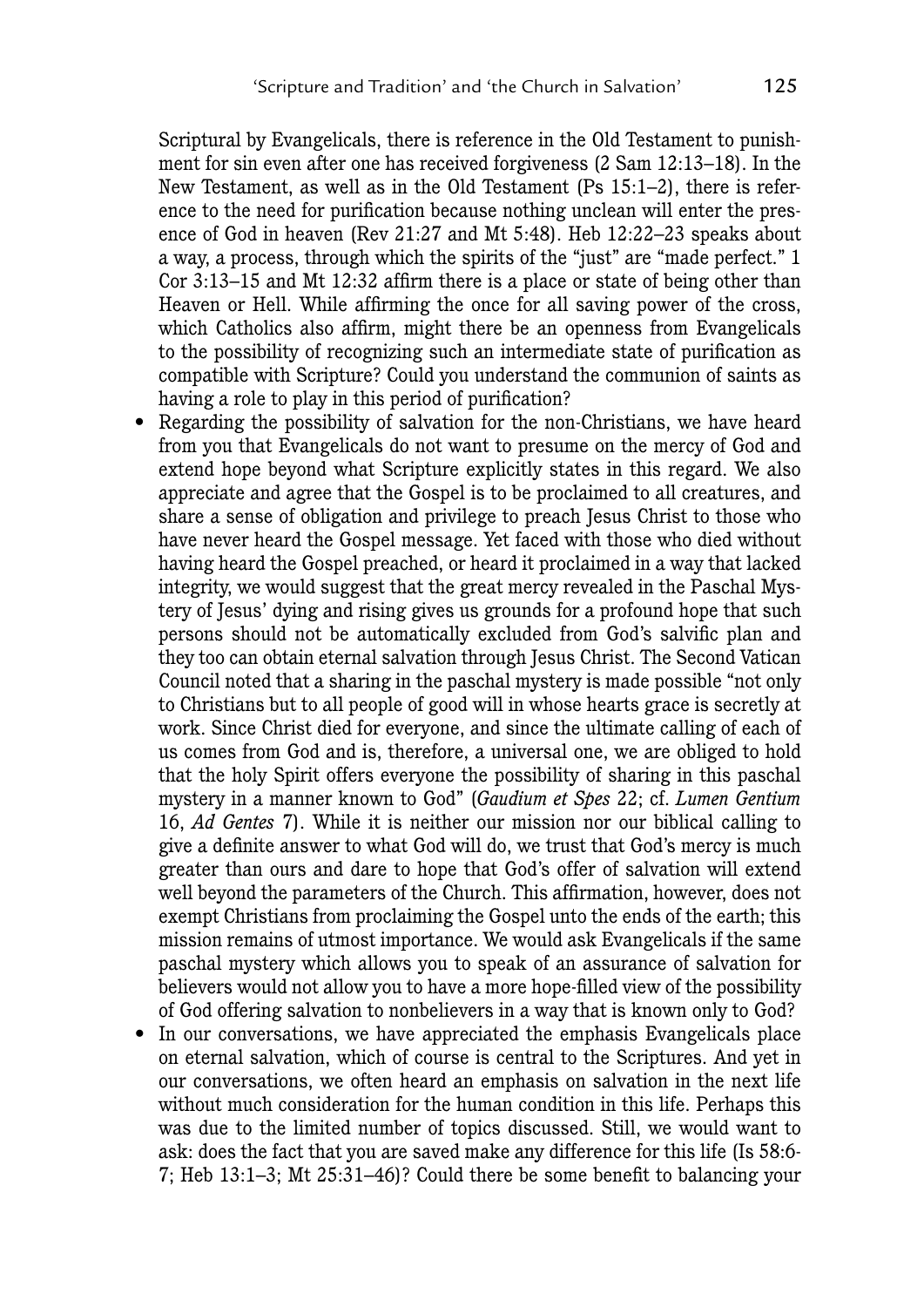Scriptural by Evangelicals, there is reference in the Old Testament to punishment for sin even after one has received forgiveness (2 Sam 12:13–18). In the New Testament, as well as in the Old Testament (Ps 15:1–2), there is reference to the need for purification because nothing unclean will enter the presence of God in heaven (Rev 21:27 and Mt 5:48). Heb 12:22–23 speaks about a way, a process, through which the spirits of the "just" are "made perfect." 1 Cor 3:13–15 and Mt 12:32 affirm there is a place or state of being other than Heaven or Hell. While affirming the once for all saving power of the cross, which Catholics also affirm, might there be an openness from Evangelicals to the possibility of recognizing such an intermediate state of purification as compatible with Scripture? Could you understand the communion of saints as having a role to play in this period of purification?

- Regarding the possibility of salvation for the non-Christians, we have heard from you that Evangelicals do not want to presume on the mercy of God and extend hope beyond what Scripture explicitly states in this regard. We also appreciate and agree that the Gospel is to be proclaimed to all creatures, and share a sense of obligation and privilege to preach Jesus Christ to those who have never heard the Gospel message. Yet faced with those who died without having heard the Gospel preached, or heard it proclaimed in a way that lacked integrity, we would suggest that the great mercy revealed in the Paschal Mystery of Jesus' dying and rising gives us grounds for a profound hope that such persons should not be automatically excluded from God's salvific plan and they too can obtain eternal salvation through Jesus Christ. The Second Vatican Council noted that a sharing in the paschal mystery is made possible "not only to Christians but to all people of good will in whose hearts grace is secretly at work. Since Christ died for everyone, and since the ultimate calling of each of us comes from God and is, therefore, a universal one, we are obliged to hold that the holy Spirit offers everyone the possibility of sharing in this paschal mystery in a manner known to God" (*Gaudium et Spes* 22; cf. *Lumen Gentium* 16, *Ad Gentes* 7). While it is neither our mission nor our biblical calling to give a definite answer to what God will do, we trust that God's mercy is much greater than ours and dare to hope that God's offer of salvation will extend well beyond the parameters of the Church. This affirmation, however, does not exempt Christians from proclaiming the Gospel unto the ends of the earth; this mission remains of utmost importance. We would ask Evangelicals if the same paschal mystery which allows you to speak of an assurance of salvation for believers would not allow you to have a more hope-filled view of the possibility of God offering salvation to nonbelievers in a way that is known only to God?
- In our conversations, we have appreciated the emphasis Evangelicals place on eternal salvation, which of course is central to the Scriptures. And yet in our conversations, we often heard an emphasis on salvation in the next life without much consideration for the human condition in this life. Perhaps this was due to the limited number of topics discussed. Still, we would want to ask: does the fact that you are saved make any difference for this life (Is 58:6-7; Heb 13:1–3; Mt 25:31–46)? Could there be some benefit to balancing your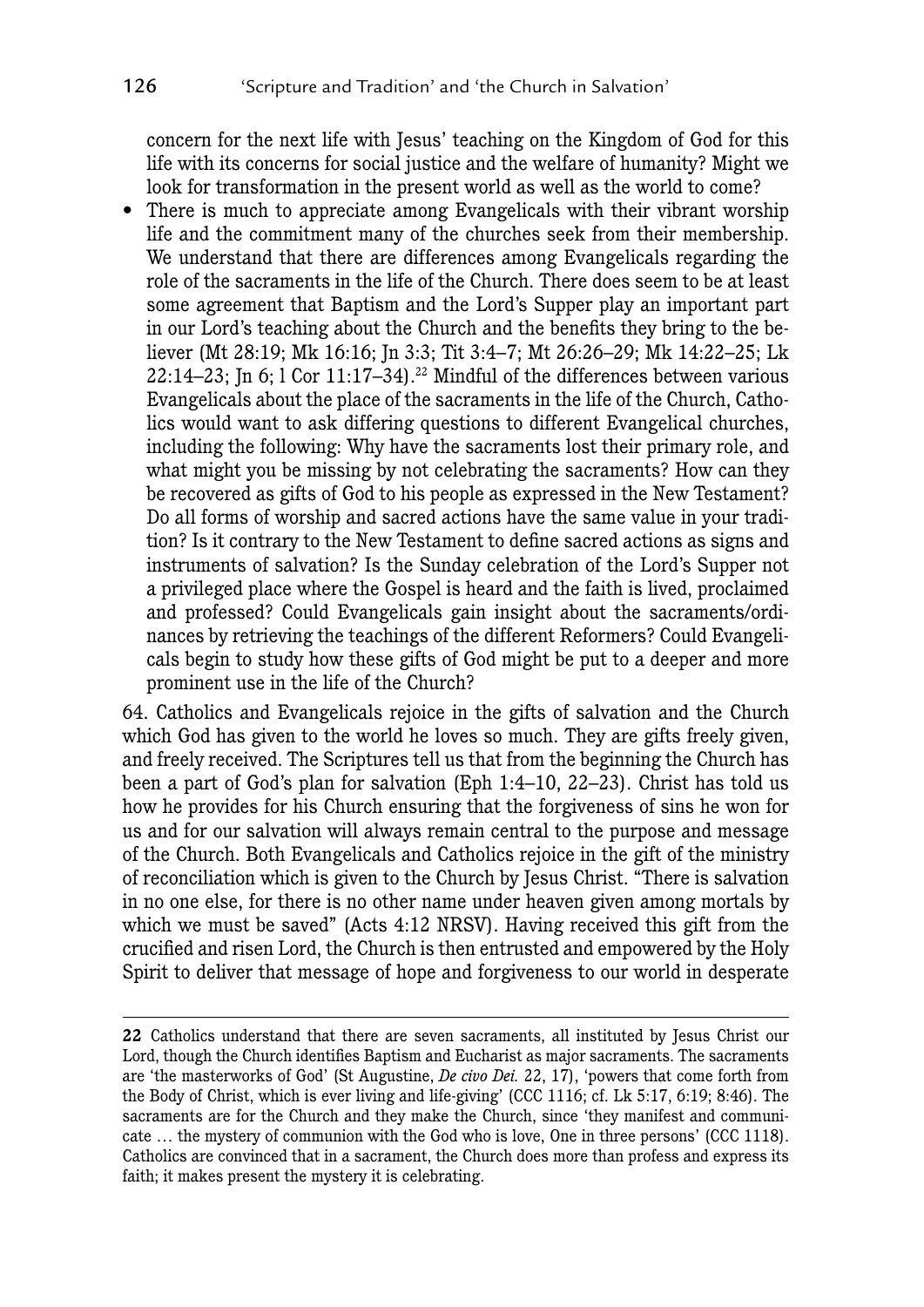concern for the next life with Jesus' teaching on the Kingdom of God for this life with its concerns for social justice and the welfare of humanity? Might we look for transformation in the present world as well as the world to come?

- There is much to appreciate among Evangelicals with their vibrant worship life and the commitment many of the churches seek from their membership. We understand that there are differences among Evangelicals regarding the role of the sacraments in the life of the Church. There does seem to be at least some agreement that Baptism and the Lord's Supper play an important part in our Lord's teaching about the Church and the benefits they bring to the believer (Mt 28:19; Mk 16:16; Jn 3:3; Tit 3:4–7; Mt 26:26–29; Mk 14:22–25; Lk 22:14–23; Jn 6; 1 Cor 11:17–34).[22] Mindful of the differences between various Evangelicals about the place of the sacraments in the life of the Church, Catholics would want to ask differing questions to different Evangelical churches, including the following: Why have the sacraments lost their primary role, and what might you be missing by not celebrating the sacraments? How can they be recovered as gifts of God to his people as expressed in the New Testament? Do all forms of worship and sacred actions have the same value in your tradition? Is it contrary to the New Testament to define sacred actions as signs and instruments of salvation? Is the Sunday celebration of the Lord's Supper not a privileged place where the Gospel is heard and the faith is lived, proclaimed and professed? Could Evangelicals gain insight about the sacraments/ordinances by retrieving the teachings of the different Reformers? Could Evangelicals begin to study how these gifts of God might be put to a deeper and more prominent use in the life of the Church?

64. Catholics and Evangelicals rejoice in the gifts of salvation and the Church which God has given to the world he loves so much. They are gifts freely given, and freely received. The Scriptures tell us that from the beginning the Church has been a part of God's plan for salvation (Eph 1:4–10, 22–23). Christ has told us how he provides for his Church ensuring that the forgiveness of sins he won for us and for our salvation will always remain central to the purpose and message of the Church. Both Evangelicals and Catholics rejoice in the gift of the ministry of reconciliation which is given to the Church by Jesus Christ. "There is salvation in no one else, for there is no other name under heaven given among mortals by which we must be saved" (Acts 4:12 NRSV). Having received this gift from the crucified and risen Lord, the Church is then entrusted and empowered by the Holy Spirit to deliver that message of hope and forgiveness to our world in desperate

---

**22** Catholics understand that there are seven sacraments, all instituted by Jesus Christ our Lord, though the Church identifies Baptism and Eucharist as major sacraments. The sacraments are 'the masterworks of God' (St Augustine, *De civo Dei.* 22, 17), 'powers that come forth from the Body of Christ, which is ever living and life-giving' (CCC 1116; cf. Lk 5:17, 6:19; 8:46). The sacraments are for the Church and they make the Church, since 'they manifest and communicate … the mystery of communion with the God who is love, One in three persons' (CCC 1118). Catholics are convinced that in a sacrament, the Church does more than profess and express its faith; it makes present the mystery it is celebrating.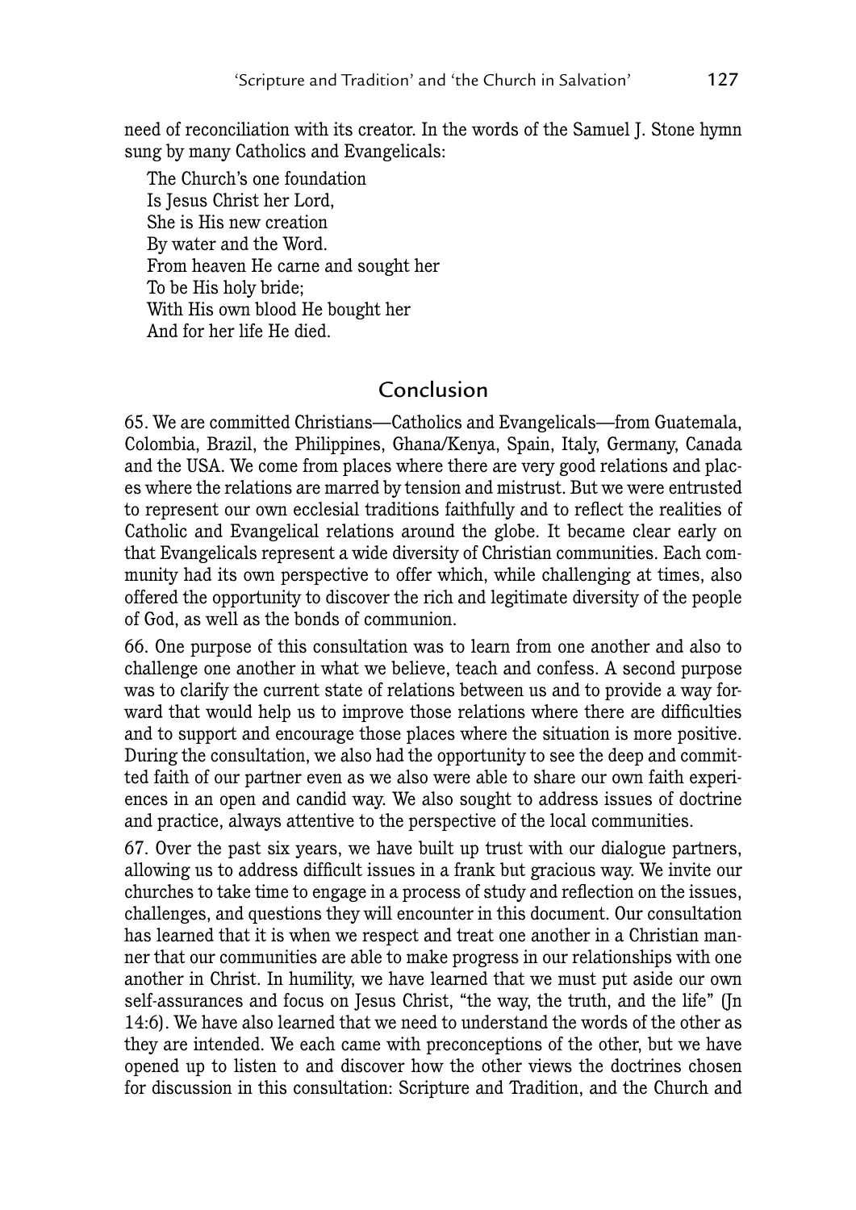need of reconciliation with its creator. In the words of the Samuel J. Stone hymn sung by many Catholics and Evangelicals:

> The Church's one foundation  
> Is Jesus Christ her Lord,  
> She is His new creation  
> By water and the Word.  
> From heaven He carne and sought her  
> To be His holy bride;  
> With His own blood He bought her  
> And for her life He died.

## Conclusion

65. We are committed Christians—Catholics and Evangelicals—from Guatemala, Colombia, Brazil, the Philippines, Ghana/Kenya, Spain, Italy, Germany, Canada and the USA. We come from places where there are very good relations and places where the relations are marred by tension and mistrust. But we were entrusted to represent our own ecclesial traditions faithfully and to reflect the realities of Catholic and Evangelical relations around the globe. It became clear early on that Evangelicals represent a wide diversity of Christian communities. Each community had its own perspective to offer which, while challenging at times, also offered the opportunity to discover the rich and legitimate diversity of the people of God, as well as the bonds of communion.

66. One purpose of this consultation was to learn from one another and also to challenge one another in what we believe, teach and confess. A second purpose was to clarify the current state of relations between us and to provide a way forward that would help us to improve those relations where there are difficulties and to support and encourage those places where the situation is more positive. During the consultation, we also had the opportunity to see the deep and committed faith of our partner even as we also were able to share our own faith experiences in an open and candid way. We also sought to address issues of doctrine and practice, always attentive to the perspective of the local communities.

67. Over the past six years, we have built up trust with our dialogue partners, allowing us to address difficult issues in a frank but gracious way. We invite our churches to take time to engage in a process of study and reflection on the issues, challenges, and questions they will encounter in this document. Our consultation has learned that it is when we respect and treat one another in a Christian manner that our communities are able to make progress in our relationships with one another in Christ. In humility, we have learned that we must put aside our own self-assurances and focus on Jesus Christ, "the way, the truth, and the life" (Jn 14:6). We have also learned that we need to understand the words of the other as they are intended. We each came with preconceptions of the other, but we have opened up to listen to and discover how the other views the doctrines chosen for discussion in this consultation: Scripture and Tradition, and the Church and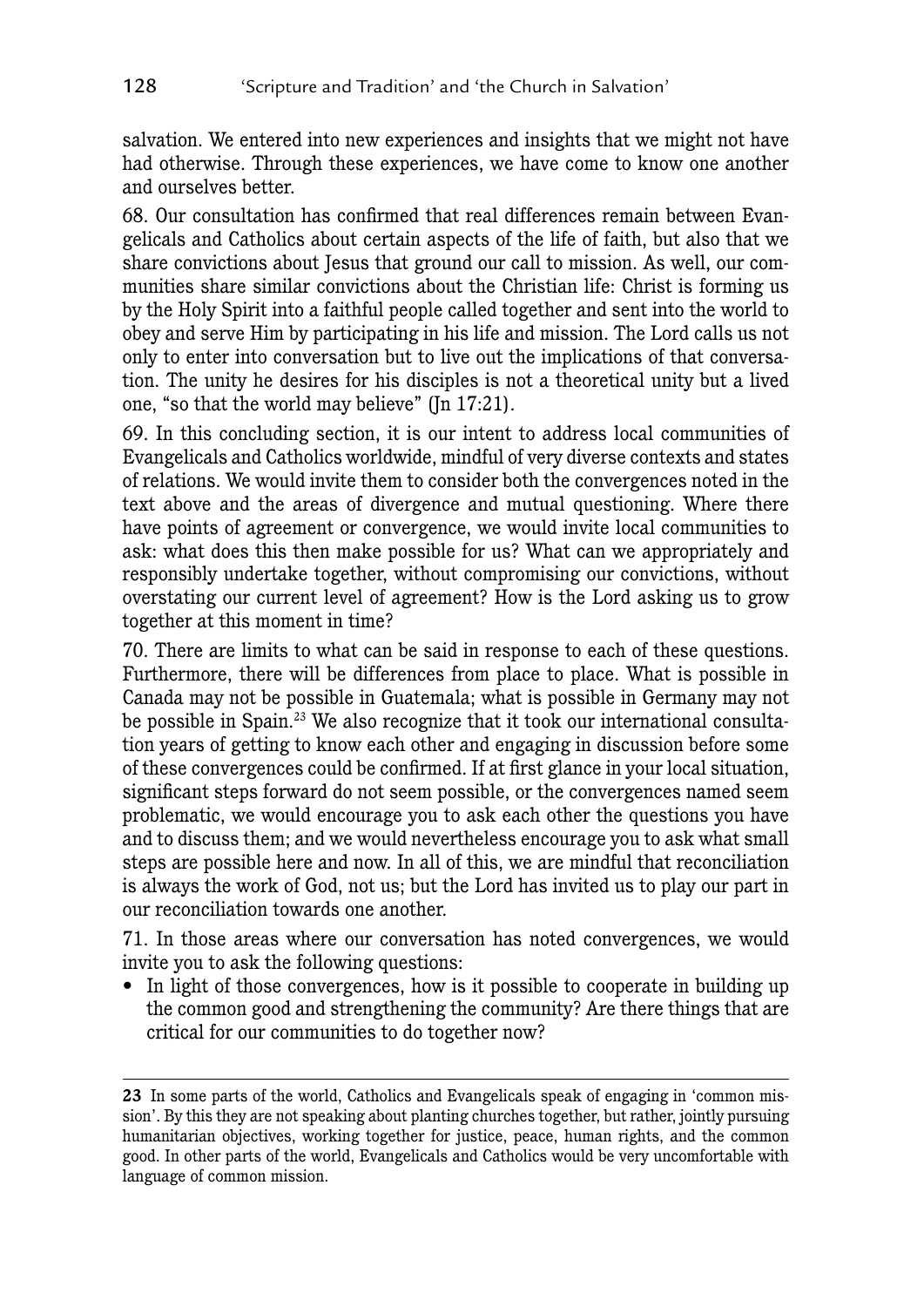salvation. We entered into new experiences and insights that we might not have had otherwise. Through these experiences, we have come to know one another and ourselves better.

68. Our consultation has confirmed that real differences remain between Evangelicals and Catholics about certain aspects of the life of faith, but also that we share convictions about Jesus that ground our call to mission. As well, our communities share similar convictions about the Christian life: Christ is forming us by the Holy Spirit into a faithful people called together and sent into the world to obey and serve Him by participating in his life and mission. The Lord calls us not only to enter into conversation but to live out the implications of that conversation. The unity he desires for his disciples is not a theoretical unity but a lived one, "so that the world may believe" (Jn 17:21).

69. In this concluding section, it is our intent to address local communities of Evangelicals and Catholics worldwide, mindful of very diverse contexts and states of relations. We would invite them to consider both the convergences noted in the text above and the areas of divergence and mutual questioning. Where there have points of agreement or convergence, we would invite local communities to ask: what does this then make possible for us? What can we appropriately and responsibly undertake together, without compromising our convictions, without overstating our current level of agreement? How is the Lord asking us to grow together at this moment in time?

70. There are limits to what can be said in response to each of these questions. Furthermore, there will be differences from place to place. What is possible in Canada may not be possible in Guatemala; what is possible in Germany may not be possible in Spain.[23] We also recognize that it took our international consultation years of getting to know each other and engaging in discussion before some of these convergences could be confirmed. If at first glance in your local situation, significant steps forward do not seem possible, or the convergences named seem problematic, we would encourage you to ask each other the questions you have and to discuss them; and we would nevertheless encourage you to ask what small steps are possible here and now. In all of this, we are mindful that reconciliation is always the work of God, not us; but the Lord has invited us to play our part in our reconciliation towards one another.

71. In those areas where our conversation has noted convergences, we would invite you to ask the following questions:

- In light of those convergences, how is it possible to cooperate in building up the common good and strengthening the community? Are there things that are critical for our communities to do together now?

---

**23** In some parts of the world, Catholics and Evangelicals speak of engaging in 'common mission'. By this they are not speaking about planting churches together, but rather, jointly pursuing humanitarian objectives, working together for justice, peace, human rights, and the common good. In other parts of the world, Evangelicals and Catholics would be very uncomfortable with language of common mission.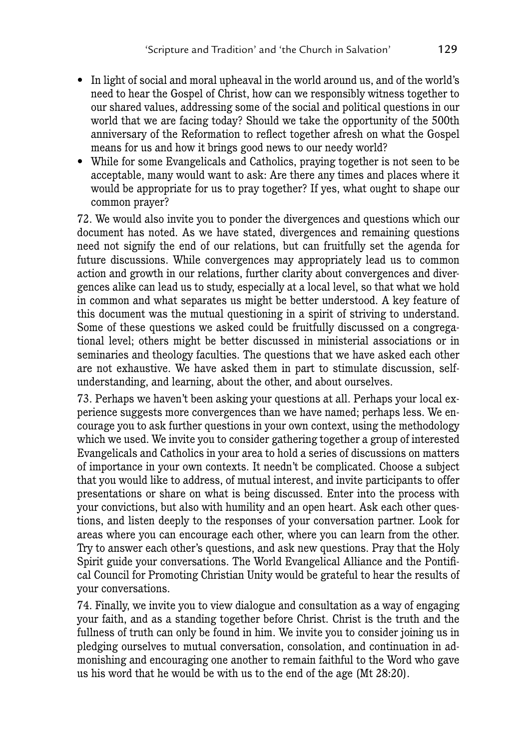- In light of social and moral upheaval in the world around us, and of the world's need to hear the Gospel of Christ, how can we responsibly witness together to our shared values, addressing some of the social and political questions in our world that we are facing today? Should we take the opportunity of the 500th anniversary of the Reformation to reflect together afresh on what the Gospel means for us and how it brings good news to our needy world?
- While for some Evangelicals and Catholics, praying together is not seen to be acceptable, many would want to ask: Are there any times and places where it would be appropriate for us to pray together? If yes, what ought to shape our common prayer?

72. We would also invite you to ponder the divergences and questions which our document has noted. As we have stated, divergences and remaining questions need not signify the end of our relations, but can fruitfully set the agenda for future discussions. While convergences may appropriately lead us to common action and growth in our relations, further clarity about convergences and divergences alike can lead us to study, especially at a local level, so that what we hold in common and what separates us might be better understood. A key feature of this document was the mutual questioning in a spirit of striving to understand. Some of these questions we asked could be fruitfully discussed on a congregational level; others might be better discussed in ministerial associations or in seminaries and theology faculties. The questions that we have asked each other are not exhaustive. We have asked them in part to stimulate discussion, self-understanding, and learning, about the other, and about ourselves.

73. Perhaps we haven't been asking your questions at all. Perhaps your local experience suggests more convergences than we have named; perhaps less. We encourage you to ask further questions in your own context, using the methodology which we used. We invite you to consider gathering together a group of interested Evangelicals and Catholics in your area to hold a series of discussions on matters of importance in your own contexts. It needn't be complicated. Choose a subject that you would like to address, of mutual interest, and invite participants to offer presentations or share on what is being discussed. Enter into the process with your convictions, but also with humility and an open heart. Ask each other questions, and listen deeply to the responses of your conversation partner. Look for areas where you can encourage each other, where you can learn from the other. Try to answer each other's questions, and ask new questions. Pray that the Holy Spirit guide your conversations. The World Evangelical Alliance and the Pontifical Council for Promoting Christian Unity would be grateful to hear the results of your conversations.

74. Finally, we invite you to view dialogue and consultation as a way of engaging your faith, and as a standing together before Christ. Christ is the truth and the fullness of truth can only be found in him. We invite you to consider joining us in pledging ourselves to mutual conversation, consolation, and continuation in admonishing and encouraging one another to remain faithful to the Word who gave us his word that he would be with us to the end of the age (Mt 28:20).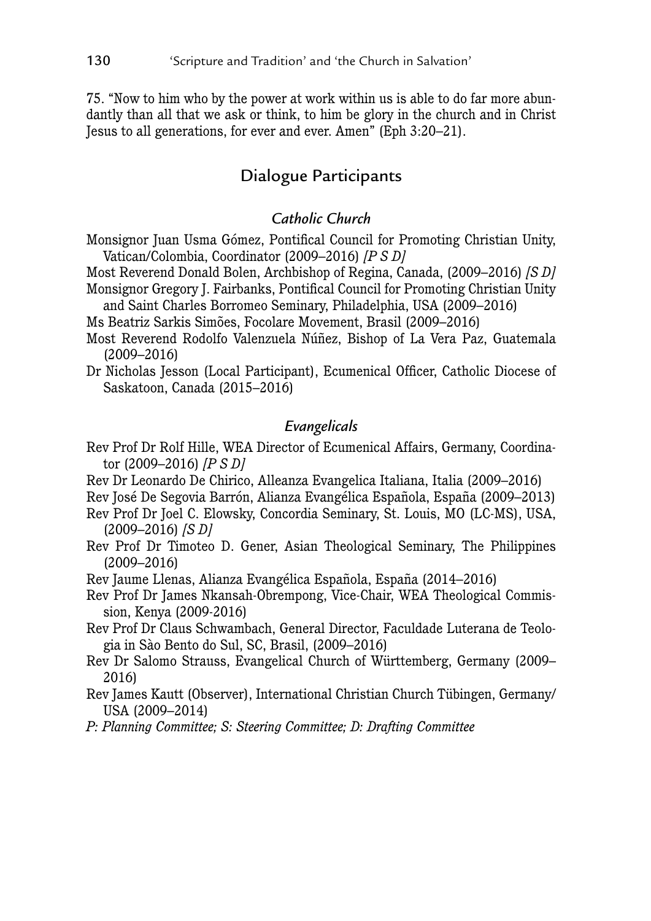75. "Now to him who by the power at work within us is able to do far more abundantly than all that we ask or think, to him be glory in the church and in Christ Jesus to all generations, for ever and ever. Amen" (Eph 3:20–21).

## Dialogue Participants

### *Catholic Church*

Monsignor Juan Usma Gómez, Pontifical Council for Promoting Christian Unity, Vatican/Colombia, Coordinator (2009–2016) *[P S D]*

Most Reverend Donald Bolen, Archbishop of Regina, Canada, (2009–2016) *[S D]*

Monsignor Gregory J. Fairbanks, Pontifical Council for Promoting Christian Unity and Saint Charles Borromeo Seminary, Philadelphia, USA (2009–2016)

Ms Beatriz Sarkis Simões, Focolare Movement, Brasil (2009–2016)

Most Reverend Rodolfo Valenzuela Núñez, Bishop of La Vera Paz, Guatemala (2009–2016)

Dr Nicholas Jesson (Local Participant), Ecumenical Officer, Catholic Diocese of Saskatoon, Canada (2015–2016)

### *Evangelicals*

Rev Prof Dr Rolf Hille, WEA Director of Ecumenical Affairs, Germany, Coordinator (2009–2016) *[P S D]*

Rev Dr Leonardo De Chirico, Alleanza Evangelica Italiana, Italia (2009–2016)

Rev José De Segovia Barrón, Alianza Evangélica Española, España (2009–2013)

Rev Prof Dr Joel C. Elowsky, Concordia Seminary, St. Louis, MO (LC-MS), USA, (2009–2016) *[S D]*

Rev Prof Dr Timoteo D. Gener, Asian Theological Seminary, The Philippines (2009–2016)

Rev Jaume Llenas, Alianza Evangélica Española, España (2014–2016)

Rev Prof Dr James Nkansah-Obrempong, Vice-Chair, WEA Theological Commission, Kenya (2009-2016)

Rev Prof Dr Claus Schwambach, General Director, Faculdade Luterana de Teologia in Sào Bento do Sul, SC, Brasil, (2009–2016)

Rev Dr Salomo Strauss, Evangelical Church of Württemberg, Germany (2009–2016)

Rev James Kautt (Observer), International Christian Church Tübingen, Germany/USA (2009–2014)

*P: Planning Committee; S: Steering Committee; D: Drafting Committee*